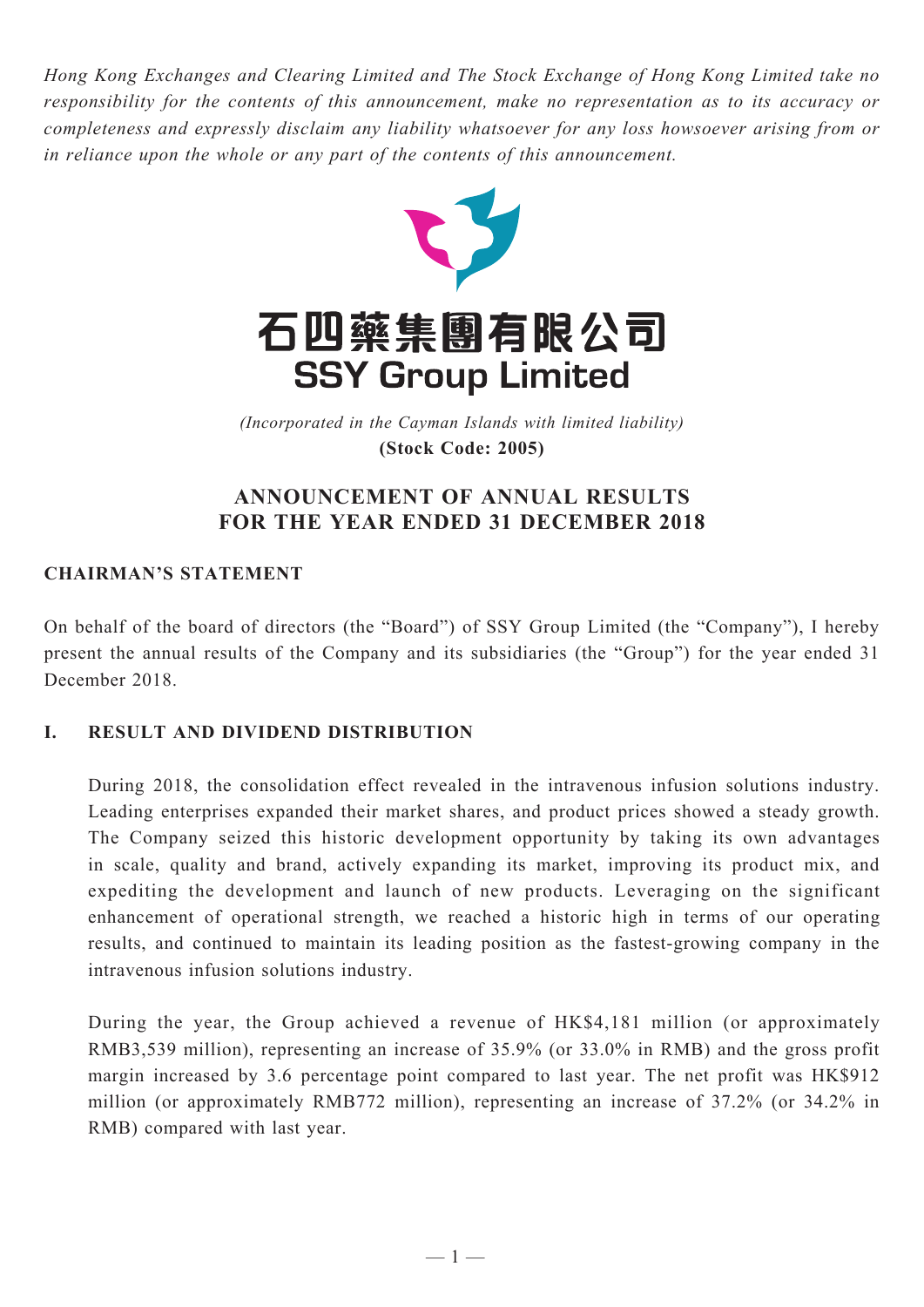*Hong Kong Exchanges and Clearing Limited and The Stock Exchange of Hong Kong Limited take no responsibility for the contents of this announcement, make no representation as to its accuracy or completeness and expressly disclaim any liability whatsoever for any loss howsoever arising from or in reliance upon the whole or any part of the contents of this announcement.*

# 石四藥集團有限公司
# SSY Group Limited

*(Incorporated in the Cayman Islands with limited liability)*
**(Stock Code: 2005)**

## ANNOUNCEMENT OF ANNUAL RESULTS FOR THE YEAR ENDED 31 DECEMBER 2018

### CHAIRMAN'S STATEMENT

On behalf of the board of directors (the "Board") of SSY Group Limited (the "Company"), I hereby present the annual results of the Company and its subsidiaries (the "Group") for the year ended 31 December 2018.

### I. RESULT AND DIVIDEND DISTRIBUTION

During 2018, the consolidation effect revealed in the intravenous infusion solutions industry. Leading enterprises expanded their market shares, and product prices showed a steady growth. The Company seized this historic development opportunity by taking its own advantages in scale, quality and brand, actively expanding its market, improving its product mix, and expediting the development and launch of new products. Leveraging on the significant enhancement of operational strength, we reached a historic high in terms of our operating results, and continued to maintain its leading position as the fastest-growing company in the intravenous infusion solutions industry.

During the year, the Group achieved a revenue of HK$4,181 million (or approximately RMB3,539 million), representing an increase of 35.9% (or 33.0% in RMB) and the gross profit margin increased by 3.6 percentage point compared to last year. The net profit was HK$912 million (or approximately RMB772 million), representing an increase of 37.2% (or 34.2% in RMB) compared with last year.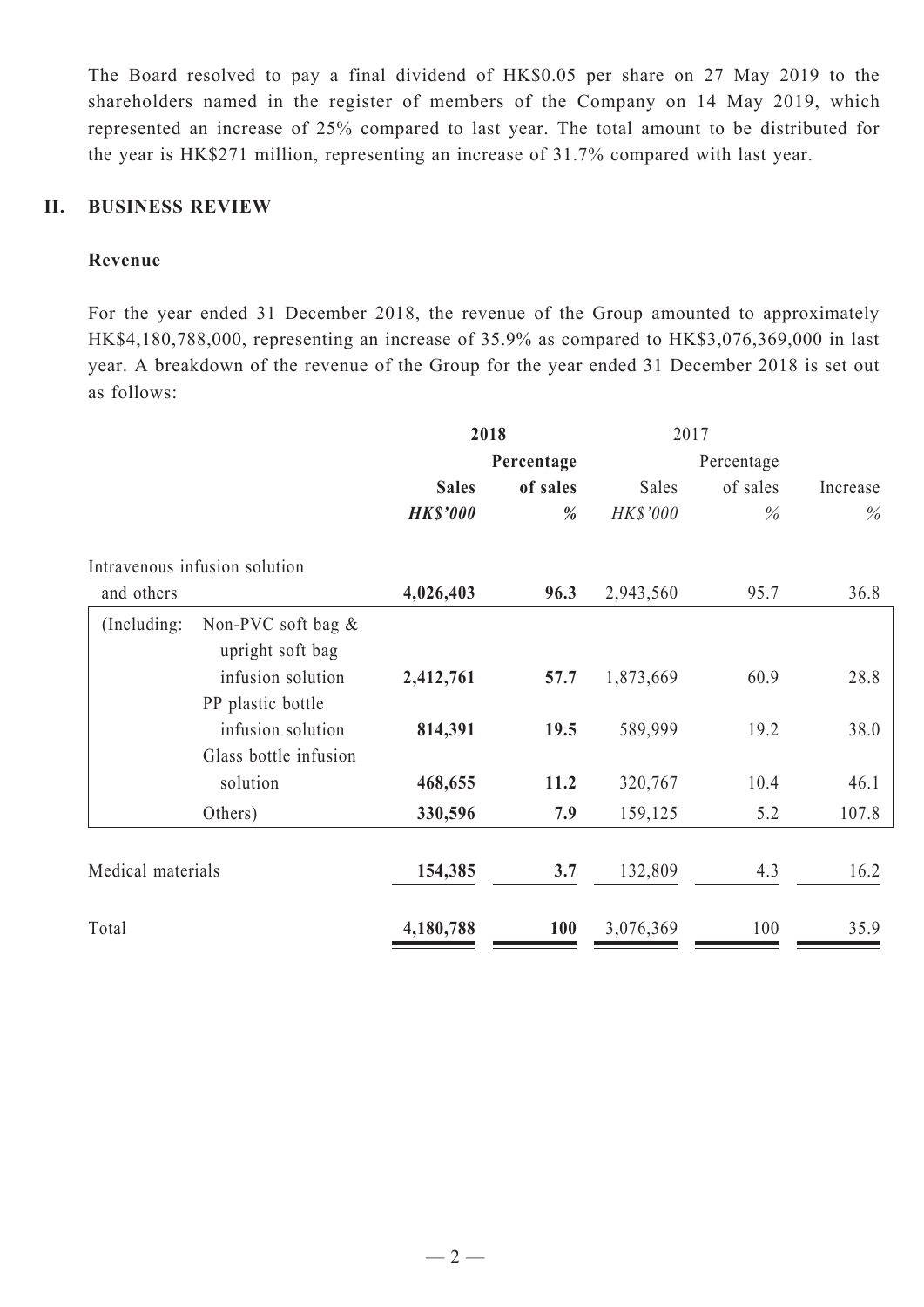The Board resolved to pay a final dividend of HK$0.05 per share on 27 May 2019 to the shareholders named in the register of members of the Company on 14 May 2019, which represented an increase of 25% compared to last year. The total amount to be distributed for the year is HK$271 million, representing an increase of 31.7% compared with last year.

## II. BUSINESS REVIEW

### Revenue

For the year ended 31 December 2018, the revenue of the Group amounted to approximately HK$4,180,788,000, representing an increase of 35.9% as compared to HK$3,076,369,000 in last year. A breakdown of the revenue of the Group for the year ended 31 December 2018 is set out as follows:

| | | **2018** | | 2017 | | |
|---|---|---|---|---|---|---|
| | | **Sales** | **Percentage of sales** | Sales | Percentage of sales | Increase |
| | | ***HK$'000*** | ***%*** | *HK$'000* | *%* | *%* |
| Intravenous infusion solution and others | | **4,026,403** | **96.3** | 2,943,560 | 95.7 | 36.8 |
| (Including: | Non-PVC soft bag & upright soft bag infusion solution | **2,412,761** | **57.7** | 1,873,669 | 60.9 | 28.8 |
| | PP plastic bottle infusion solution | **814,391** | **19.5** | 589,999 | 19.2 | 38.0 |
| | Glass bottle infusion solution | **468,655** | **11.2** | 320,767 | 10.4 | 46.1 |
| | Others) | **330,596** | **7.9** | 159,125 | 5.2 | 107.8 |
| Medical materials | | **154,385** | **3.7** | 132,809 | 4.3 | 16.2 |
| Total | | **4,180,788** | **100** | 3,076,369 | 100 | 35.9 |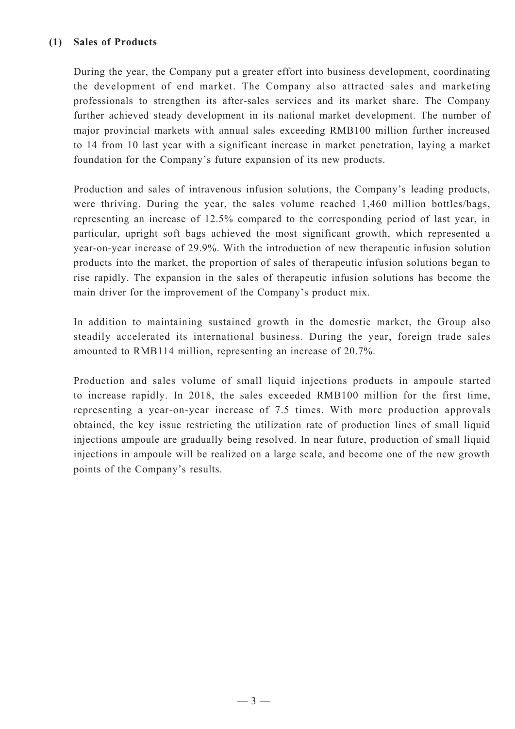### (1) Sales of Products

During the year, the Company put a greater effort into business development, coordinating the development of end market. The Company also attracted sales and marketing professionals to strengthen its after-sales services and its market share. The Company further achieved steady development in its national market development. The number of major provincial markets with annual sales exceeding RMB100 million further increased to 14 from 10 last year with a significant increase in market penetration, laying a market foundation for the Company's future expansion of its new products.

Production and sales of intravenous infusion solutions, the Company's leading products, were thriving. During the year, the sales volume reached 1,460 million bottles/bags, representing an increase of 12.5% compared to the corresponding period of last year, in particular, upright soft bags achieved the most significant growth, which represented a year-on-year increase of 29.9%. With the introduction of new therapeutic infusion solution products into the market, the proportion of sales of therapeutic infusion solutions began to rise rapidly. The expansion in the sales of therapeutic infusion solutions has become the main driver for the improvement of the Company's product mix.

In addition to maintaining sustained growth in the domestic market, the Group also steadily accelerated its international business. During the year, foreign trade sales amounted to RMB114 million, representing an increase of 20.7%.

Production and sales volume of small liquid injections products in ampoule started to increase rapidly. In 2018, the sales exceeded RMB100 million for the first time, representing a year-on-year increase of 7.5 times. With more production approvals obtained, the key issue restricting the utilization rate of production lines of small liquid injections ampoule are gradually being resolved. In near future, production of small liquid injections in ampoule will be realized on a large scale, and become one of the new growth points of the Company's results.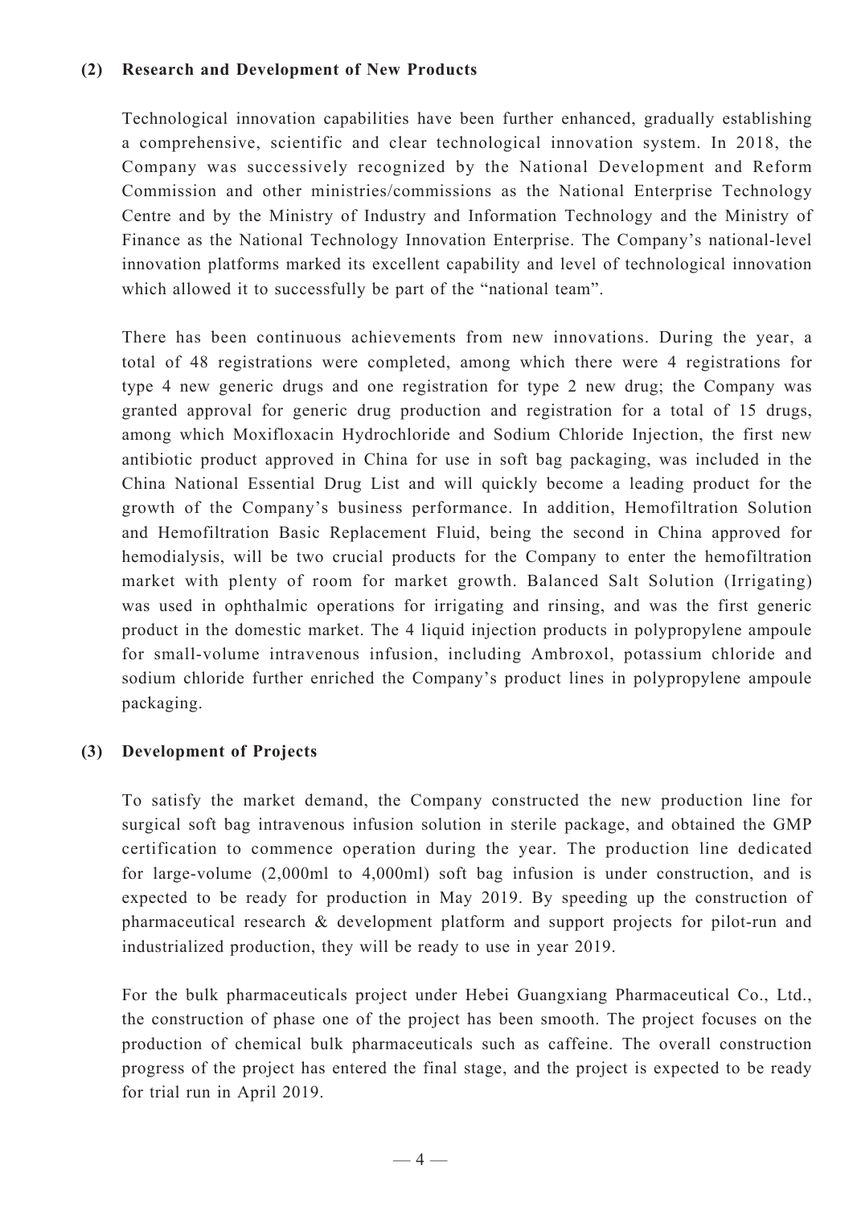### (2) Research and Development of New Products

Technological innovation capabilities have been further enhanced, gradually establishing a comprehensive, scientific and clear technological innovation system. In 2018, the Company was successively recognized by the National Development and Reform Commission and other ministries/commissions as the National Enterprise Technology Centre and by the Ministry of Industry and Information Technology and the Ministry of Finance as the National Technology Innovation Enterprise. The Company's national-level innovation platforms marked its excellent capability and level of technological innovation which allowed it to successfully be part of the "national team".

There has been continuous achievements from new innovations. During the year, a total of 48 registrations were completed, among which there were 4 registrations for type 4 new generic drugs and one registration for type 2 new drug; the Company was granted approval for generic drug production and registration for a total of 15 drugs, among which Moxifloxacin Hydrochloride and Sodium Chloride Injection, the first new antibiotic product approved in China for use in soft bag packaging, was included in the China National Essential Drug List and will quickly become a leading product for the growth of the Company's business performance. In addition, Hemofiltration Solution and Hemofiltration Basic Replacement Fluid, being the second in China approved for hemodialysis, will be two crucial products for the Company to enter the hemofiltration market with plenty of room for market growth. Balanced Salt Solution (Irrigating) was used in ophthalmic operations for irrigating and rinsing, and was the first generic product in the domestic market. The 4 liquid injection products in polypropylene ampoule for small-volume intravenous infusion, including Ambroxol, potassium chloride and sodium chloride further enriched the Company's product lines in polypropylene ampoule packaging.

### (3) Development of Projects

To satisfy the market demand, the Company constructed the new production line for surgical soft bag intravenous infusion solution in sterile package, and obtained the GMP certification to commence operation during the year. The production line dedicated for large-volume (2,000ml to 4,000ml) soft bag infusion is under construction, and is expected to be ready for production in May 2019. By speeding up the construction of pharmaceutical research & development platform and support projects for pilot-run and industrialized production, they will be ready to use in year 2019.

For the bulk pharmaceuticals project under Hebei Guangxiang Pharmaceutical Co., Ltd., the construction of phase one of the project has been smooth. The project focuses on the production of chemical bulk pharmaceuticals such as caffeine. The overall construction progress of the project has entered the final stage, and the project is expected to be ready for trial run in April 2019.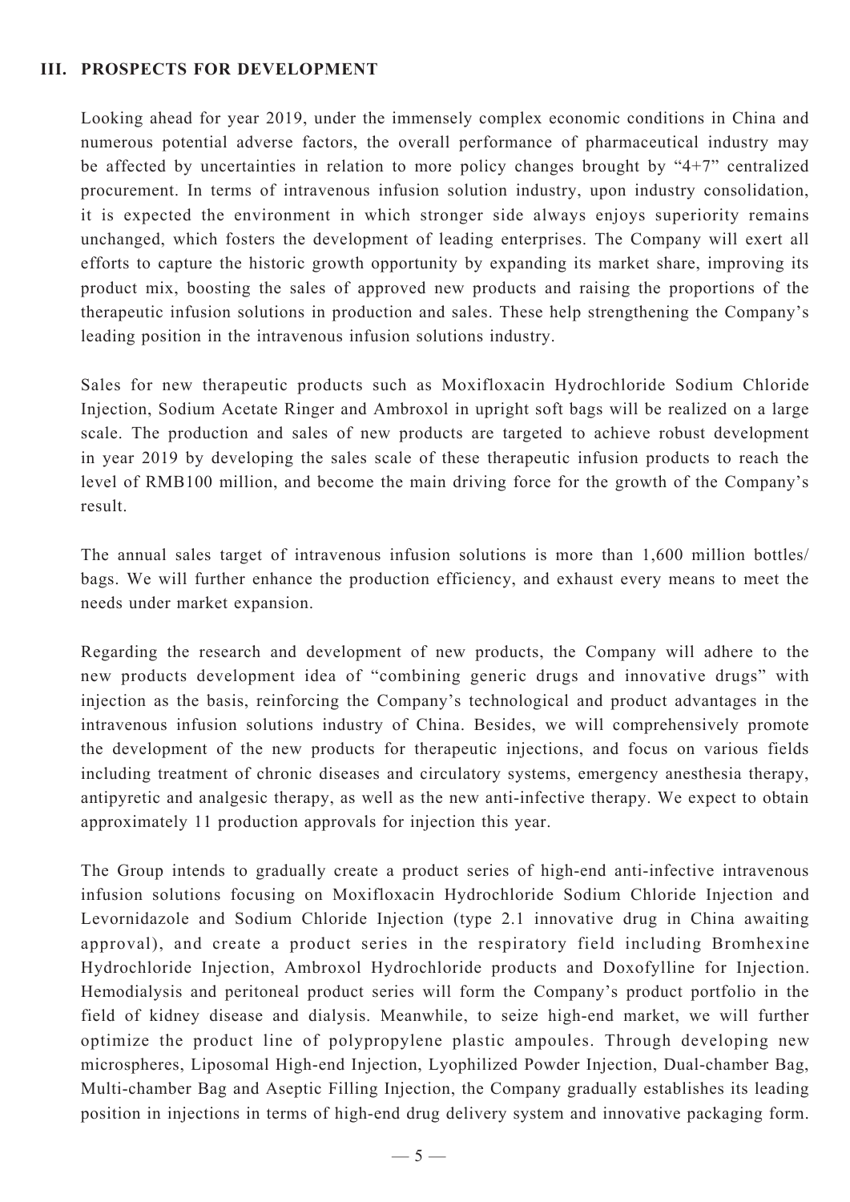## III. PROSPECTS FOR DEVELOPMENT

Looking ahead for year 2019, under the immensely complex economic conditions in China and numerous potential adverse factors, the overall performance of pharmaceutical industry may be affected by uncertainties in relation to more policy changes brought by "4+7" centralized procurement. In terms of intravenous infusion solution industry, upon industry consolidation, it is expected the environment in which stronger side always enjoys superiority remains unchanged, which fosters the development of leading enterprises. The Company will exert all efforts to capture the historic growth opportunity by expanding its market share, improving its product mix, boosting the sales of approved new products and raising the proportions of the therapeutic infusion solutions in production and sales. These help strengthening the Company's leading position in the intravenous infusion solutions industry.

Sales for new therapeutic products such as Moxifloxacin Hydrochloride Sodium Chloride Injection, Sodium Acetate Ringer and Ambroxol in upright soft bags will be realized on a large scale. The production and sales of new products are targeted to achieve robust development in year 2019 by developing the sales scale of these therapeutic infusion products to reach the level of RMB100 million, and become the main driving force for the growth of the Company's result.

The annual sales target of intravenous infusion solutions is more than 1,600 million bottles/bags. We will further enhance the production efficiency, and exhaust every means to meet the needs under market expansion.

Regarding the research and development of new products, the Company will adhere to the new products development idea of "combining generic drugs and innovative drugs" with injection as the basis, reinforcing the Company's technological and product advantages in the intravenous infusion solutions industry of China. Besides, we will comprehensively promote the development of the new products for therapeutic injections, and focus on various fields including treatment of chronic diseases and circulatory systems, emergency anesthesia therapy, antipyretic and analgesic therapy, as well as the new anti-infective therapy. We expect to obtain approximately 11 production approvals for injection this year.

The Group intends to gradually create a product series of high-end anti-infective intravenous infusion solutions focusing on Moxifloxacin Hydrochloride Sodium Chloride Injection and Levornidazole and Sodium Chloride Injection (type 2.1 innovative drug in China awaiting approval), and create a product series in the respiratory field including Bromhexine Hydrochloride Injection, Ambroxol Hydrochloride products and Doxofylline for Injection. Hemodialysis and peritoneal product series will form the Company's product portfolio in the field of kidney disease and dialysis. Meanwhile, to seize high-end market, we will further optimize the product line of polypropylene plastic ampoules. Through developing new microspheres, Liposomal High-end Injection, Lyophilized Powder Injection, Dual-chamber Bag, Multi-chamber Bag and Aseptic Filling Injection, the Company gradually establishes its leading position in injections in terms of high-end drug delivery system and innovative packaging form.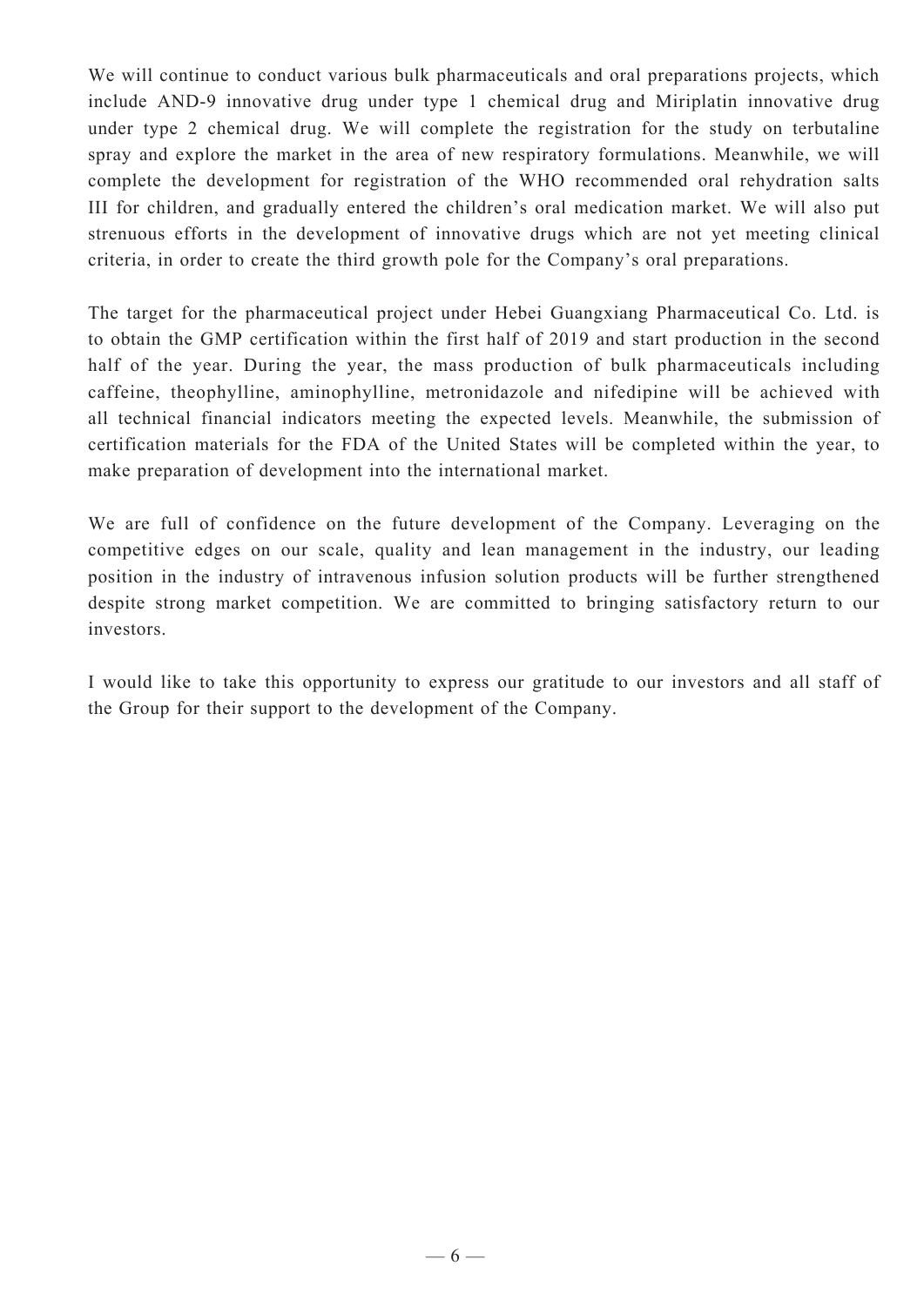We will continue to conduct various bulk pharmaceuticals and oral preparations projects, which include AND-9 innovative drug under type 1 chemical drug and Miriplatin innovative drug under type 2 chemical drug. We will complete the registration for the study on terbutaline spray and explore the market in the area of new respiratory formulations. Meanwhile, we will complete the development for registration of the WHO recommended oral rehydration salts III for children, and gradually entered the children's oral medication market. We will also put strenuous efforts in the development of innovative drugs which are not yet meeting clinical criteria, in order to create the third growth pole for the Company's oral preparations.

The target for the pharmaceutical project under Hebei Guangxiang Pharmaceutical Co. Ltd. is to obtain the GMP certification within the first half of 2019 and start production in the second half of the year. During the year, the mass production of bulk pharmaceuticals including caffeine, theophylline, aminophylline, metronidazole and nifedipine will be achieved with all technical financial indicators meeting the expected levels. Meanwhile, the submission of certification materials for the FDA of the United States will be completed within the year, to make preparation of development into the international market.

We are full of confidence on the future development of the Company. Leveraging on the competitive edges on our scale, quality and lean management in the industry, our leading position in the industry of intravenous infusion solution products will be further strengthened despite strong market competition. We are committed to bringing satisfactory return to our investors.

I would like to take this opportunity to express our gratitude to our investors and all staff of the Group for their support to the development of the Company.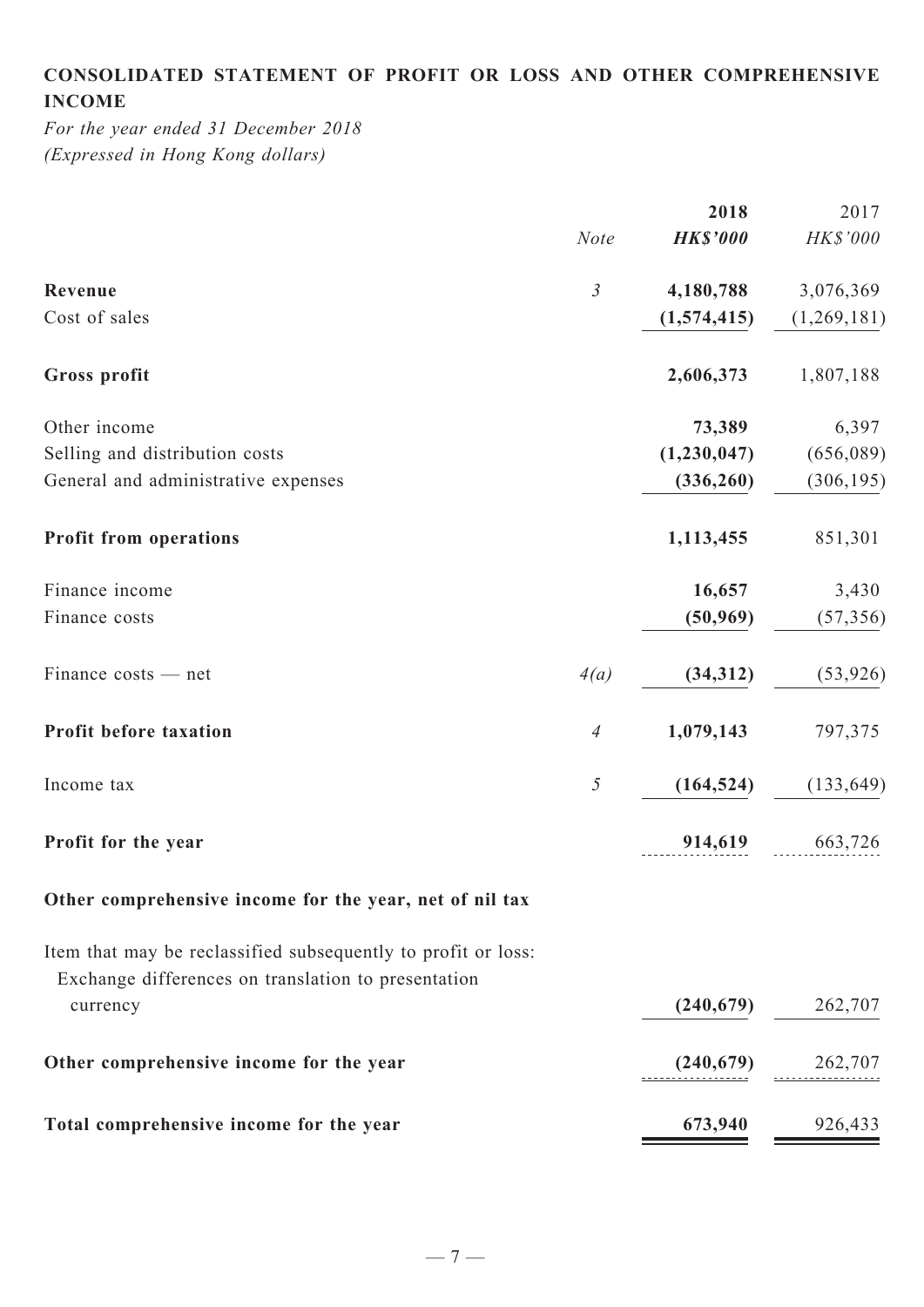## CONSOLIDATED STATEMENT OF PROFIT OR LOSS AND OTHER COMPREHENSIVE INCOME

*For the year ended 31 December 2018*
*(Expressed in Hong Kong dollars)*

| | Note | 2018 | 2017 |
|---|---|---|---|
| | | *HK$'000* | *HK$'000* |
| **Revenue** | *3* | **4,180,788** | 3,076,369 |
| Cost of sales | | **(1,574,415)** | (1,269,181) |
| **Gross profit** | | **2,606,373** | 1,807,188 |
| Other income | | **73,389** | 6,397 |
| Selling and distribution costs | | **(1,230,047)** | (656,089) |
| General and administrative expenses | | **(336,260)** | (306,195) |
| **Profit from operations** | | **1,113,455** | 851,301 |
| Finance income | | **16,657** | 3,430 |
| Finance costs | | **(50,969)** | (57,356) |
| Finance costs — net | *4(a)* | **(34,312)** | (53,926) |
| **Profit before taxation** | *4* | **1,079,143** | 797,375 |
| Income tax | *5* | **(164,524)** | (133,649) |
| **Profit for the year** | | **914,619** | 663,726 |
| **Other comprehensive income for the year, net of nil tax** | | | |
| Item that may be reclassified subsequently to profit or loss: | | | |
| Exchange differences on translation to presentation currency | | **(240,679)** | 262,707 |
| **Other comprehensive income for the year** | | **(240,679)** | 262,707 |
| **Total comprehensive income for the year** | | **673,940** | 926,433 |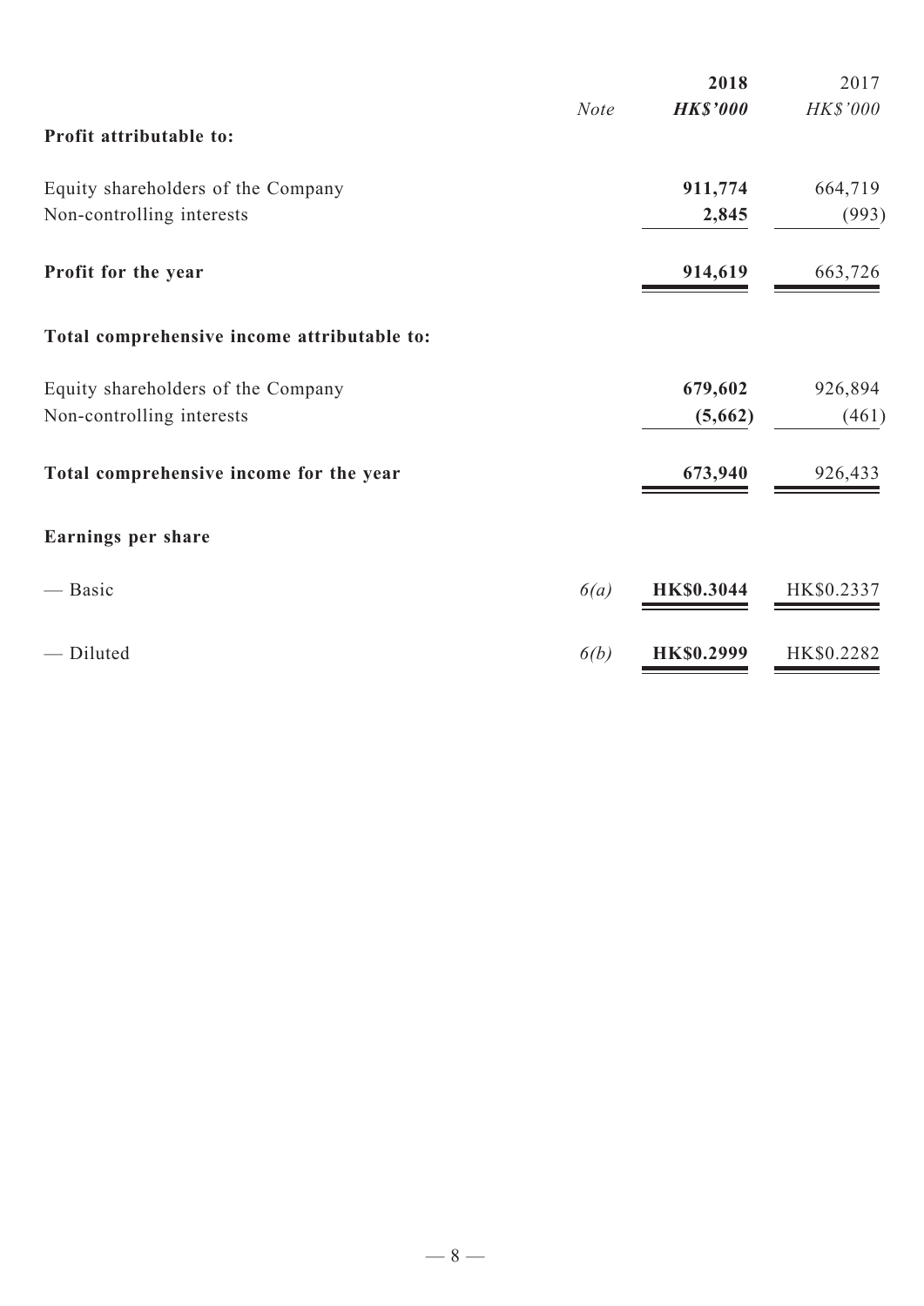| | Note | 2018<br>HK$'000 | 2017<br>HK$'000 |
|---|---|---|---|
| **Profit attributable to:** | | | |
| Equity shareholders of the Company | | **911,774** | 664,719 |
| Non-controlling interests | | **2,845** | (993) |
| **Profit for the year** | | **914,619** | 663,726 |
| **Total comprehensive income attributable to:** | | | |
| Equity shareholders of the Company | | **679,602** | 926,894 |
| Non-controlling interests | | **(5,662)** | (461) |
| **Total comprehensive income for the year** | | **673,940** | 926,433 |
| **Earnings per share** | | | |
| — Basic | *6(a)* | **HK$0.3044** | HK$0.2337 |
| — Diluted | *6(b)* | **HK$0.2999** | HK$0.2282 |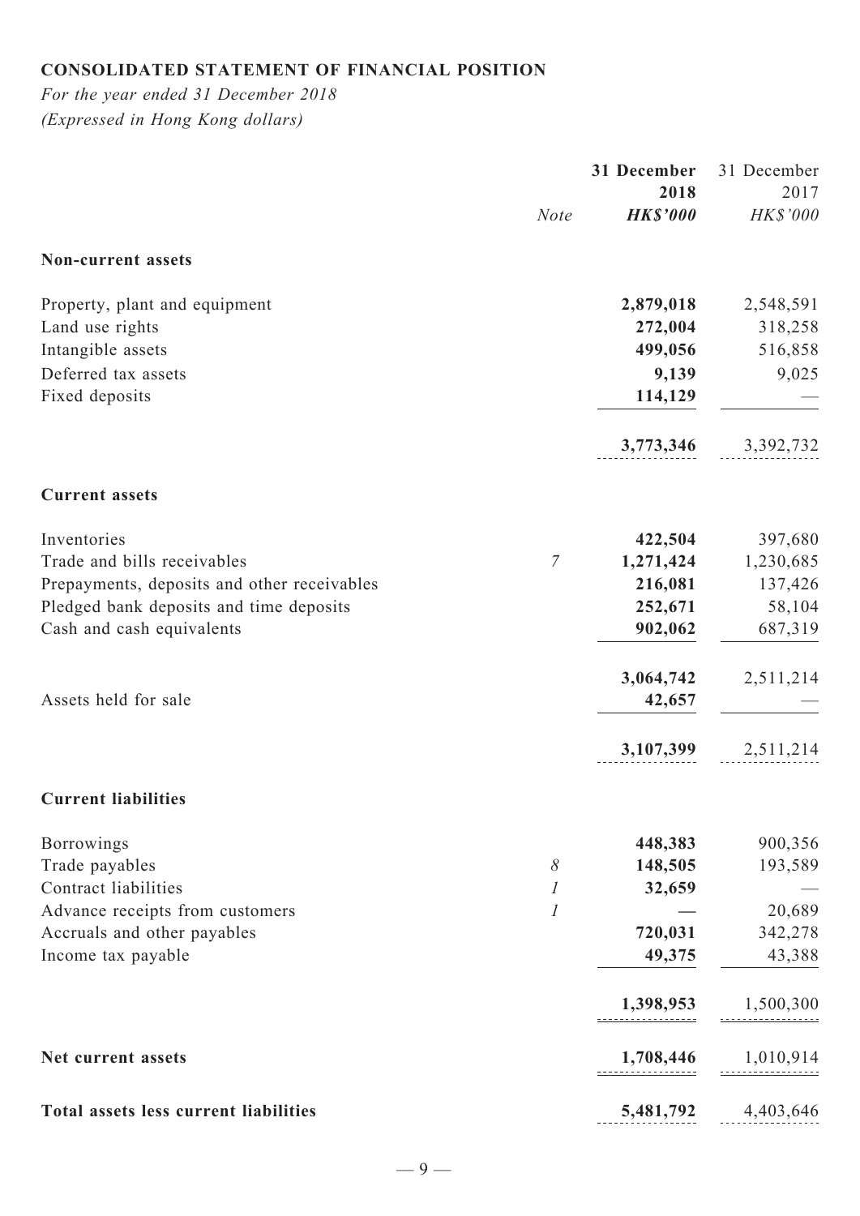**CONSOLIDATED STATEMENT OF FINANCIAL POSITION**

*For the year ended 31 December 2018*
*(Expressed in Hong Kong dollars)*

| | Note | 31 December 2018 HK$'000 | 31 December 2017 HK$'000 |
|---|---|---|---|
| **Non-current assets** | | | |
| Property, plant and equipment | | **2,879,018** | 2,548,591 |
| Land use rights | | **272,004** | 318,258 |
| Intangible assets | | **499,056** | 516,858 |
| Deferred tax assets | | **9,139** | 9,025 |
| Fixed deposits | | **114,129** | — |
| | | **3,773,346** | 3,392,732 |
| **Current assets** | | | |
| Inventories | | **422,504** | 397,680 |
| Trade and bills receivables | 7 | **1,271,424** | 1,230,685 |
| Prepayments, deposits and other receivables | | **216,081** | 137,426 |
| Pledged bank deposits and time deposits | | **252,671** | 58,104 |
| Cash and cash equivalents | | **902,062** | 687,319 |
| | | **3,064,742** | 2,511,214 |
| Assets held for sale | | **42,657** | — |
| | | **3,107,399** | 2,511,214 |
| **Current liabilities** | | | |
| Borrowings | | **448,383** | 900,356 |
| Trade payables | 8 | **148,505** | 193,589 |
| Contract liabilities | 1 | **32,659** | — |
| Advance receipts from customers | 1 | **—** | 20,689 |
| Accruals and other payables | | **720,031** | 342,278 |
| Income tax payable | | **49,375** | 43,388 |
| | | **1,398,953** | 1,500,300 |
| **Net current assets** | | **1,708,446** | 1,010,914 |
| **Total assets less current liabilities** | | **5,481,792** | 4,403,646 |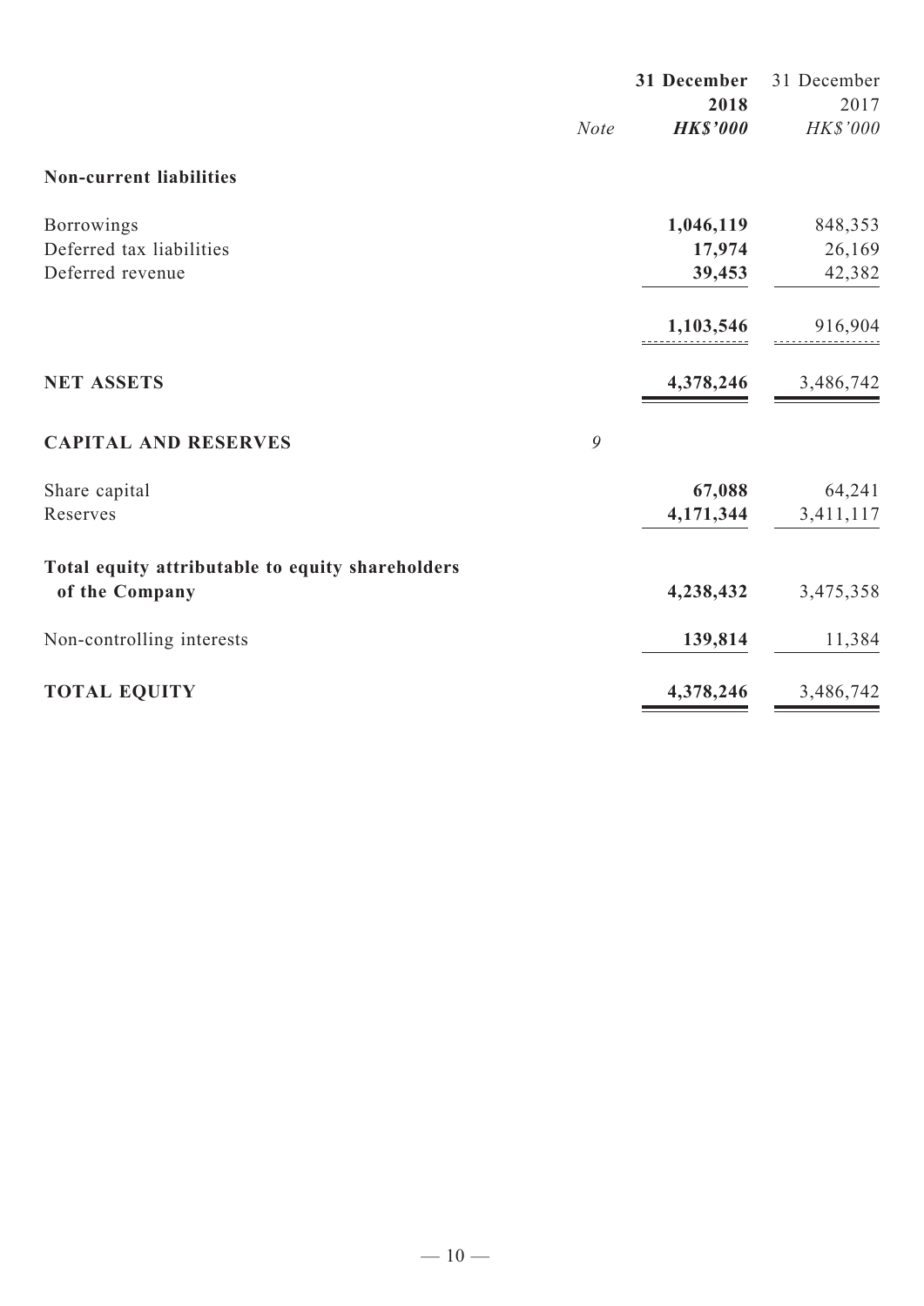| | Note | 31 December 2018 HK$'000 | 31 December 2017 HK$'000 |
|---|---|---|---|
| **Non-current liabilities** | | | |
| Borrowings | | **1,046,119** | 848,353 |
| Deferred tax liabilities | | **17,974** | 26,169 |
| Deferred revenue | | **39,453** | 42,382 |
| | | **1,103,546** | 916,904 |
| **NET ASSETS** | | **4,378,246** | 3,486,742 |
| **CAPITAL AND RESERVES** | 9 | | |
| Share capital | | **67,088** | 64,241 |
| Reserves | | **4,171,344** | 3,411,117 |
| **Total equity attributable to equity shareholders of the Company** | | **4,238,432** | 3,475,358 |
| Non-controlling interests | | **139,814** | 11,384 |
| **TOTAL EQUITY** | | **4,378,246** | 3,486,742 |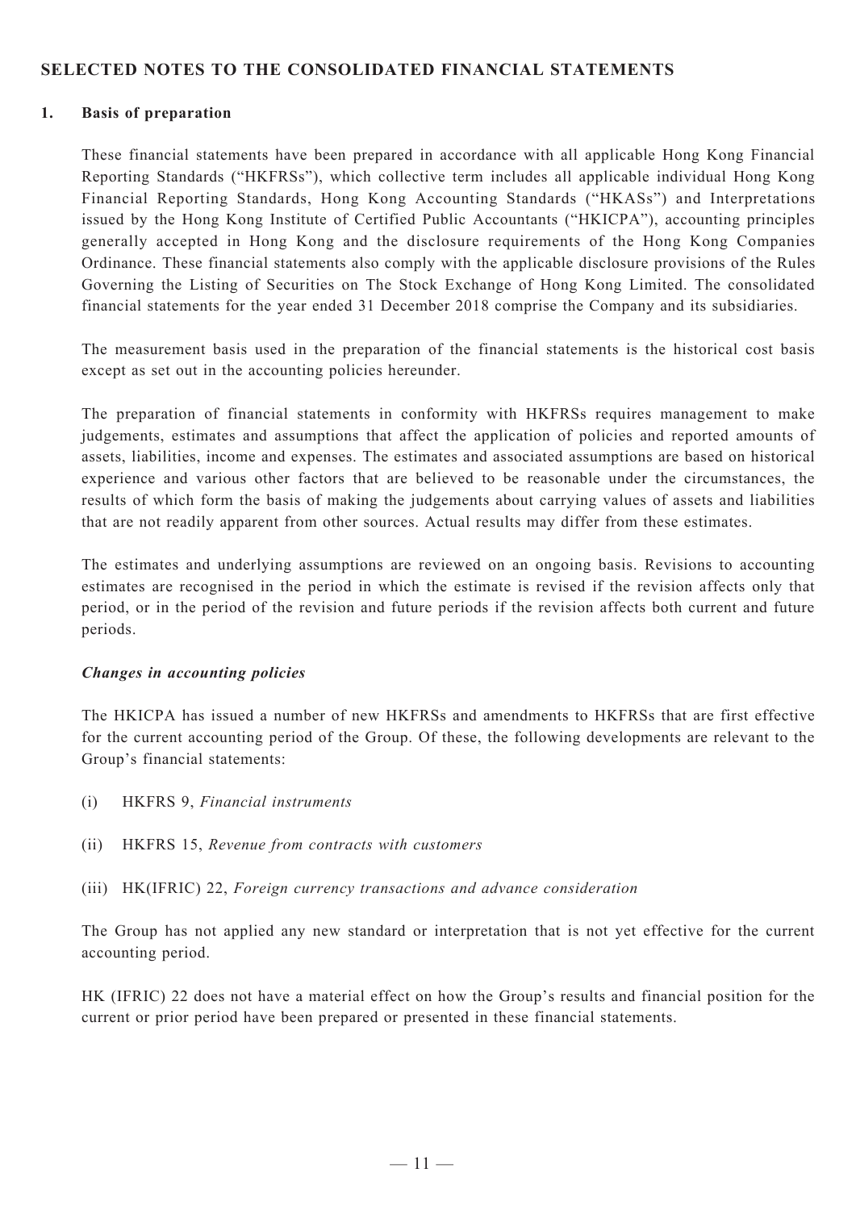## SELECTED NOTES TO THE CONSOLIDATED FINANCIAL STATEMENTS

### 1. Basis of preparation

These financial statements have been prepared in accordance with all applicable Hong Kong Financial Reporting Standards ("HKFRSs"), which collective term includes all applicable individual Hong Kong Financial Reporting Standards, Hong Kong Accounting Standards ("HKASs") and Interpretations issued by the Hong Kong Institute of Certified Public Accountants ("HKICPA"), accounting principles generally accepted in Hong Kong and the disclosure requirements of the Hong Kong Companies Ordinance. These financial statements also comply with the applicable disclosure provisions of the Rules Governing the Listing of Securities on The Stock Exchange of Hong Kong Limited. The consolidated financial statements for the year ended 31 December 2018 comprise the Company and its subsidiaries.

The measurement basis used in the preparation of the financial statements is the historical cost basis except as set out in the accounting policies hereunder.

The preparation of financial statements in conformity with HKFRSs requires management to make judgements, estimates and assumptions that affect the application of policies and reported amounts of assets, liabilities, income and expenses. The estimates and associated assumptions are based on historical experience and various other factors that are believed to be reasonable under the circumstances, the results of which form the basis of making the judgements about carrying values of assets and liabilities that are not readily apparent from other sources. Actual results may differ from these estimates.

The estimates and underlying assumptions are reviewed on an ongoing basis. Revisions to accounting estimates are recognised in the period in which the estimate is revised if the revision affects only that period, or in the period of the revision and future periods if the revision affects both current and future periods.

***Changes in accounting policies***

The HKICPA has issued a number of new HKFRSs and amendments to HKFRSs that are first effective for the current accounting period of the Group. Of these, the following developments are relevant to the Group's financial statements:

(i) HKFRS 9, *Financial instruments*

(ii) HKFRS 15, *Revenue from contracts with customers*

(iii) HK(IFRIC) 22, *Foreign currency transactions and advance consideration*

The Group has not applied any new standard or interpretation that is not yet effective for the current accounting period.

HK (IFRIC) 22 does not have a material effect on how the Group's results and financial position for the current or prior period have been prepared or presented in these financial statements.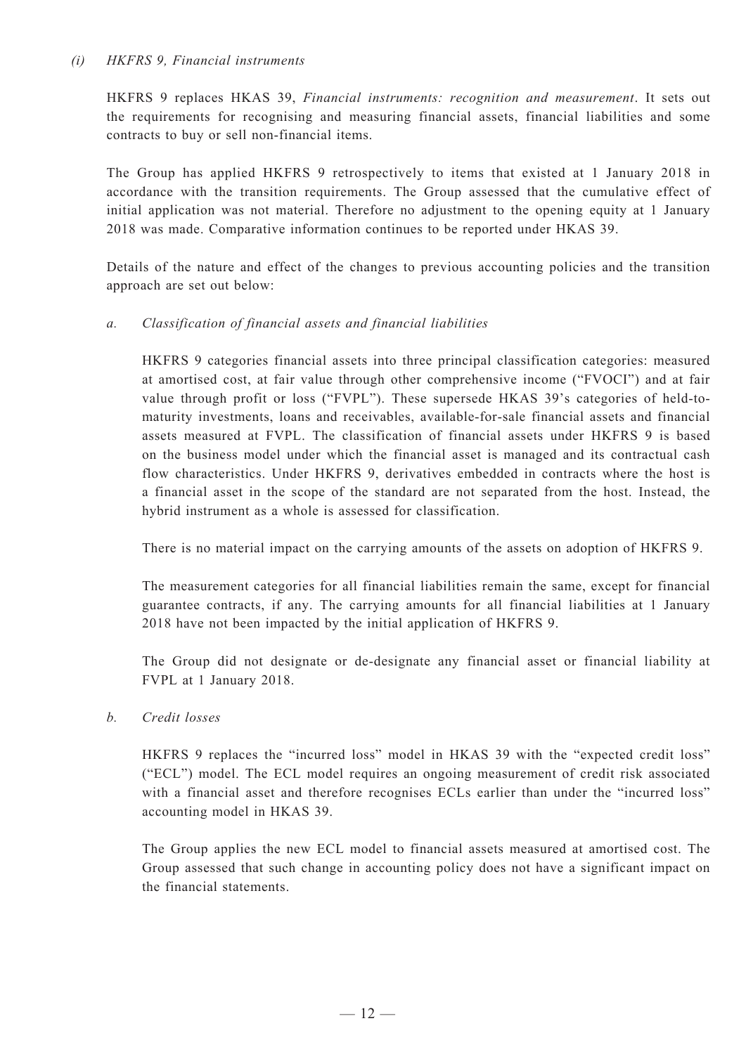*(i) HKFRS 9, Financial instruments*

HKFRS 9 replaces HKAS 39, *Financial instruments: recognition and measurement*. It sets out the requirements for recognising and measuring financial assets, financial liabilities and some contracts to buy or sell non-financial items.

The Group has applied HKFRS 9 retrospectively to items that existed at 1 January 2018 in accordance with the transition requirements. The Group assessed that the cumulative effect of initial application was not material. Therefore no adjustment to the opening equity at 1 January 2018 was made. Comparative information continues to be reported under HKAS 39.

Details of the nature and effect of the changes to previous accounting policies and the transition approach are set out below:

*a. Classification of financial assets and financial liabilities*

HKFRS 9 categories financial assets into three principal classification categories: measured at amortised cost, at fair value through other comprehensive income ("FVOCI") and at fair value through profit or loss ("FVPL"). These supersede HKAS 39's categories of held-to-maturity investments, loans and receivables, available-for-sale financial assets and financial assets measured at FVPL. The classification of financial assets under HKFRS 9 is based on the business model under which the financial asset is managed and its contractual cash flow characteristics. Under HKFRS 9, derivatives embedded in contracts where the host is a financial asset in the scope of the standard are not separated from the host. Instead, the hybrid instrument as a whole is assessed for classification.

There is no material impact on the carrying amounts of the assets on adoption of HKFRS 9.

The measurement categories for all financial liabilities remain the same, except for financial guarantee contracts, if any. The carrying amounts for all financial liabilities at 1 January 2018 have not been impacted by the initial application of HKFRS 9.

The Group did not designate or de-designate any financial asset or financial liability at FVPL at 1 January 2018.

*b. Credit losses*

HKFRS 9 replaces the "incurred loss" model in HKAS 39 with the "expected credit loss" ("ECL") model. The ECL model requires an ongoing measurement of credit risk associated with a financial asset and therefore recognises ECLs earlier than under the "incurred loss" accounting model in HKAS 39.

The Group applies the new ECL model to financial assets measured at amortised cost. The Group assessed that such change in accounting policy does not have a significant impact on the financial statements.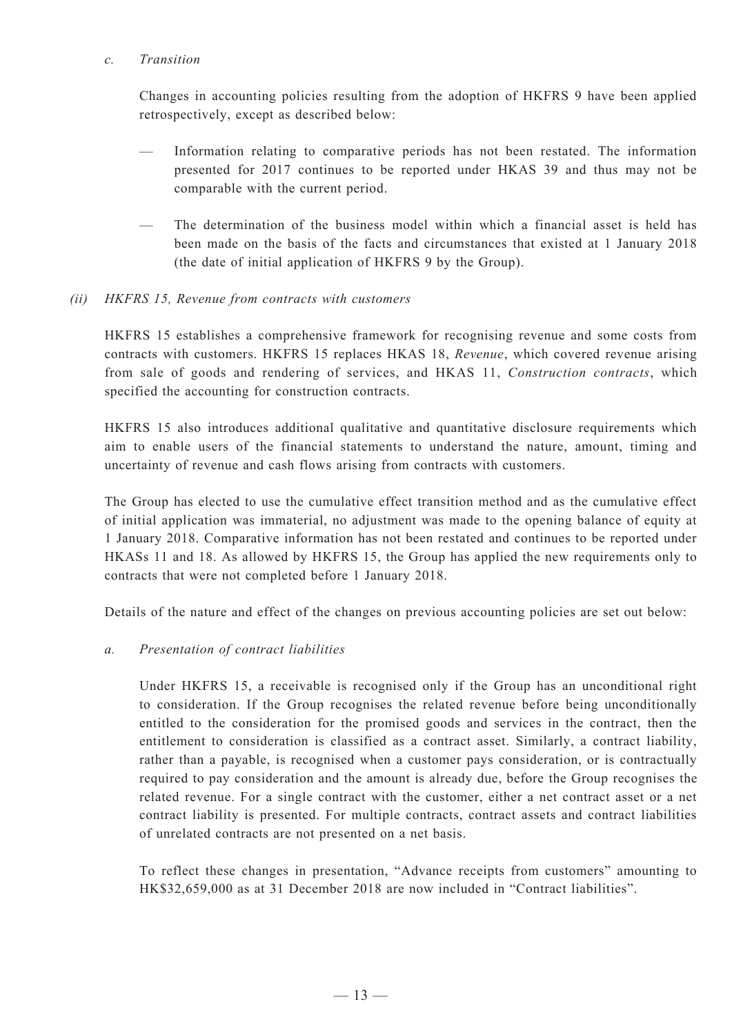*c. Transition*

Changes in accounting policies resulting from the adoption of HKFRS 9 have been applied retrospectively, except as described below:

— Information relating to comparative periods has not been restated. The information presented for 2017 continues to be reported under HKAS 39 and thus may not be comparable with the current period.

— The determination of the business model within which a financial asset is held has been made on the basis of the facts and circumstances that existed at 1 January 2018 (the date of initial application of HKFRS 9 by the Group).

*(ii) HKFRS 15, Revenue from contracts with customers*

HKFRS 15 establishes a comprehensive framework for recognising revenue and some costs from contracts with customers. HKFRS 15 replaces HKAS 18, *Revenue*, which covered revenue arising from sale of goods and rendering of services, and HKAS 11, *Construction contracts*, which specified the accounting for construction contracts.

HKFRS 15 also introduces additional qualitative and quantitative disclosure requirements which aim to enable users of the financial statements to understand the nature, amount, timing and uncertainty of revenue and cash flows arising from contracts with customers.

The Group has elected to use the cumulative effect transition method and as the cumulative effect of initial application was immaterial, no adjustment was made to the opening balance of equity at 1 January 2018. Comparative information has not been restated and continues to be reported under HKASs 11 and 18. As allowed by HKFRS 15, the Group has applied the new requirements only to contracts that were not completed before 1 January 2018.

Details of the nature and effect of the changes on previous accounting policies are set out below:

*a. Presentation of contract liabilities*

Under HKFRS 15, a receivable is recognised only if the Group has an unconditional right to consideration. If the Group recognises the related revenue before being unconditionally entitled to the consideration for the promised goods and services in the contract, then the entitlement to consideration is classified as a contract asset. Similarly, a contract liability, rather than a payable, is recognised when a customer pays consideration, or is contractually required to pay consideration and the amount is already due, before the Group recognises the related revenue. For a single contract with the customer, either a net contract asset or a net contract liability is presented. For multiple contracts, contract assets and contract liabilities of unrelated contracts are not presented on a net basis.

To reflect these changes in presentation, "Advance receipts from customers" amounting to HK$32,659,000 as at 31 December 2018 are now included in "Contract liabilities".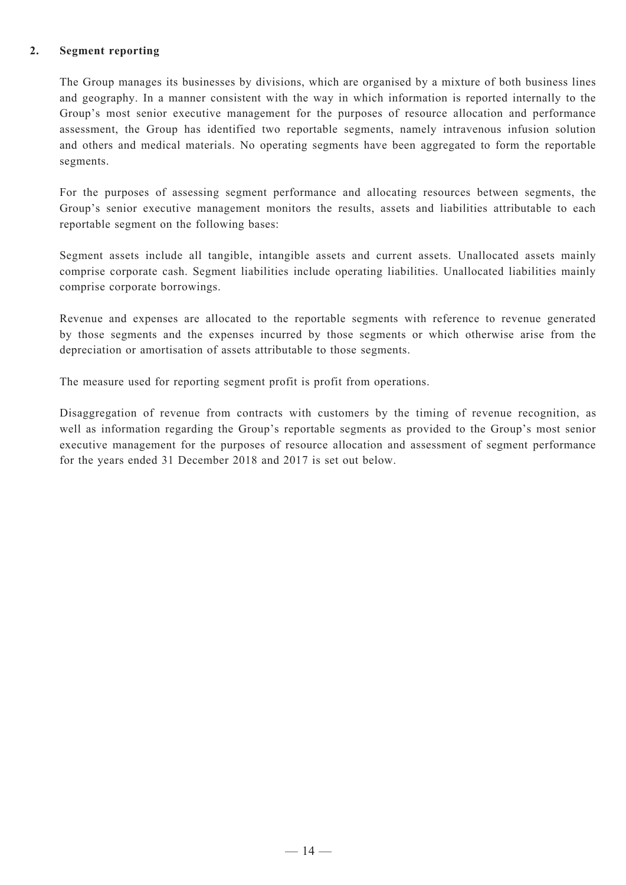## 2. Segment reporting

The Group manages its businesses by divisions, which are organised by a mixture of both business lines and geography. In a manner consistent with the way in which information is reported internally to the Group's most senior executive management for the purposes of resource allocation and performance assessment, the Group has identified two reportable segments, namely intravenous infusion solution and others and medical materials. No operating segments have been aggregated to form the reportable segments.

For the purposes of assessing segment performance and allocating resources between segments, the Group's senior executive management monitors the results, assets and liabilities attributable to each reportable segment on the following bases:

Segment assets include all tangible, intangible assets and current assets. Unallocated assets mainly comprise corporate cash. Segment liabilities include operating liabilities. Unallocated liabilities mainly comprise corporate borrowings.

Revenue and expenses are allocated to the reportable segments with reference to revenue generated by those segments and the expenses incurred by those segments or which otherwise arise from the depreciation or amortisation of assets attributable to those segments.

The measure used for reporting segment profit is profit from operations.

Disaggregation of revenue from contracts with customers by the timing of revenue recognition, as well as information regarding the Group's reportable segments as provided to the Group's most senior executive management for the purposes of resource allocation and assessment of segment performance for the years ended 31 December 2018 and 2017 is set out below.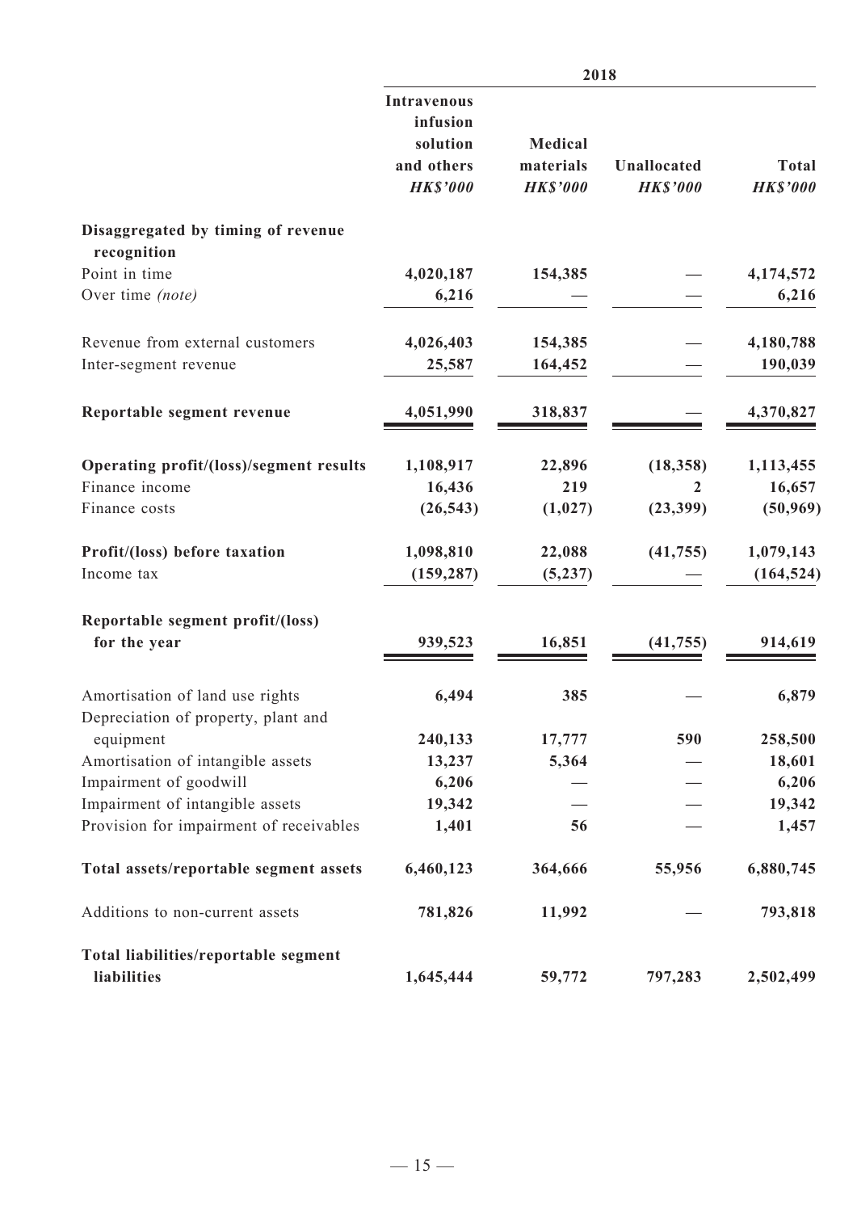| | 2018 | | | |
|---|---|---|---|---|
| | Intravenous infusion solution and others *HK$'000* | Medical materials *HK$'000* | Unallocated *HK$'000* | Total *HK$'000* |
| **Disaggregated by timing of revenue recognition** | | | | |
| Point in time | **4,020,187** | **154,385** | **—** | **4,174,572** |
| Over time *(note)* | **6,216** | **—** | **—** | **6,216** |
| Revenue from external customers | **4,026,403** | **154,385** | **—** | **4,180,788** |
| Inter-segment revenue | **25,587** | **164,452** | **—** | **190,039** |
| **Reportable segment revenue** | **4,051,990** | **318,837** | **—** | **4,370,827** |
| **Operating profit/(loss)/segment results** | **1,108,917** | **22,896** | **(18,358)** | **1,113,455** |
| Finance income | **16,436** | **219** | **2** | **16,657** |
| Finance costs | **(26,543)** | **(1,027)** | **(23,399)** | **(50,969)** |
| **Profit/(loss) before taxation** | **1,098,810** | **22,088** | **(41,755)** | **1,079,143** |
| Income tax | **(159,287)** | **(5,237)** | **—** | **(164,524)** |
| **Reportable segment profit/(loss) for the year** | **939,523** | **16,851** | **(41,755)** | **914,619** |
| Amortisation of land use rights | **6,494** | **385** | **—** | **6,879** |
| Depreciation of property, plant and equipment | **240,133** | **17,777** | **590** | **258,500** |
| Amortisation of intangible assets | **13,237** | **5,364** | **—** | **18,601** |
| Impairment of goodwill | **6,206** | **—** | **—** | **6,206** |
| Impairment of intangible assets | **19,342** | **—** | **—** | **19,342** |
| Provision for impairment of receivables | **1,401** | **56** | **—** | **1,457** |
| **Total assets/reportable segment assets** | **6,460,123** | **364,666** | **55,956** | **6,880,745** |
| Additions to non-current assets | **781,826** | **11,992** | **—** | **793,818** |
| **Total liabilities/reportable segment liabilities** | **1,645,444** | **59,772** | **797,283** | **2,502,499** |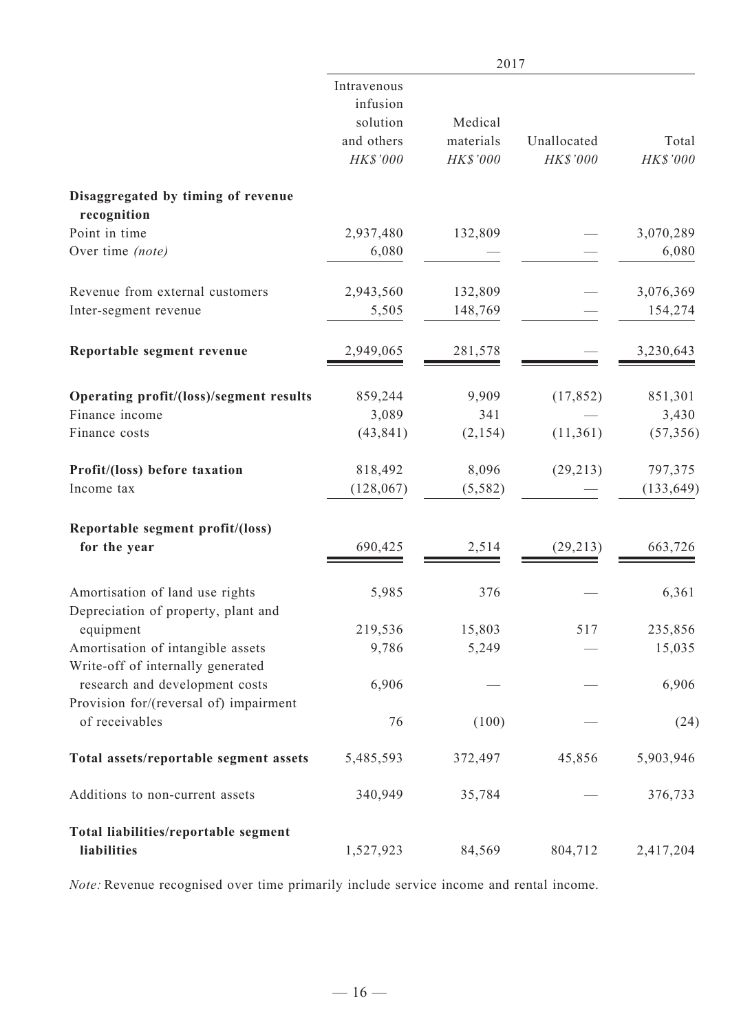| | 2017 | | | |
|---|---|---|---|---|
| | Intravenous infusion solution and others | Medical materials | Unallocated | Total |
| | *HK$'000* | *HK$'000* | *HK$'000* | *HK$'000* |
| **Disaggregated by timing of revenue recognition** | | | | |
| Point in time | 2,937,480 | 132,809 | — | 3,070,289 |
| Over time *(note)* | 6,080 | — | — | 6,080 |
| Revenue from external customers | 2,943,560 | 132,809 | — | 3,076,369 |
| Inter-segment revenue | 5,505 | 148,769 | — | 154,274 |
| **Reportable segment revenue** | 2,949,065 | 281,578 | — | 3,230,643 |
| **Operating profit/(loss)/segment results** | 859,244 | 9,909 | (17,852) | 851,301 |
| Finance income | 3,089 | 341 | — | 3,430 |
| Finance costs | (43,841) | (2,154) | (11,361) | (57,356) |
| **Profit/(loss) before taxation** | 818,492 | 8,096 | (29,213) | 797,375 |
| Income tax | (128,067) | (5,582) | — | (133,649) |
| **Reportable segment profit/(loss) for the year** | 690,425 | 2,514 | (29,213) | 663,726 |
| Amortisation of land use rights | 5,985 | 376 | — | 6,361 |
| Depreciation of property, plant and equipment | 219,536 | 15,803 | 517 | 235,856 |
| Amortisation of intangible assets | 9,786 | 5,249 | — | 15,035 |
| Write-off of internally generated research and development costs | 6,906 | — | — | 6,906 |
| Provision for/(reversal of) impairment of receivables | 76 | (100) | — | (24) |
| **Total assets/reportable segment assets** | 5,485,593 | 372,497 | 45,856 | 5,903,946 |
| Additions to non-current assets | 340,949 | 35,784 | — | 376,733 |
| **Total liabilities/reportable segment liabilities** | 1,527,923 | 84,569 | 804,712 | 2,417,204 |

*Note:* Revenue recognised over time primarily include service income and rental income.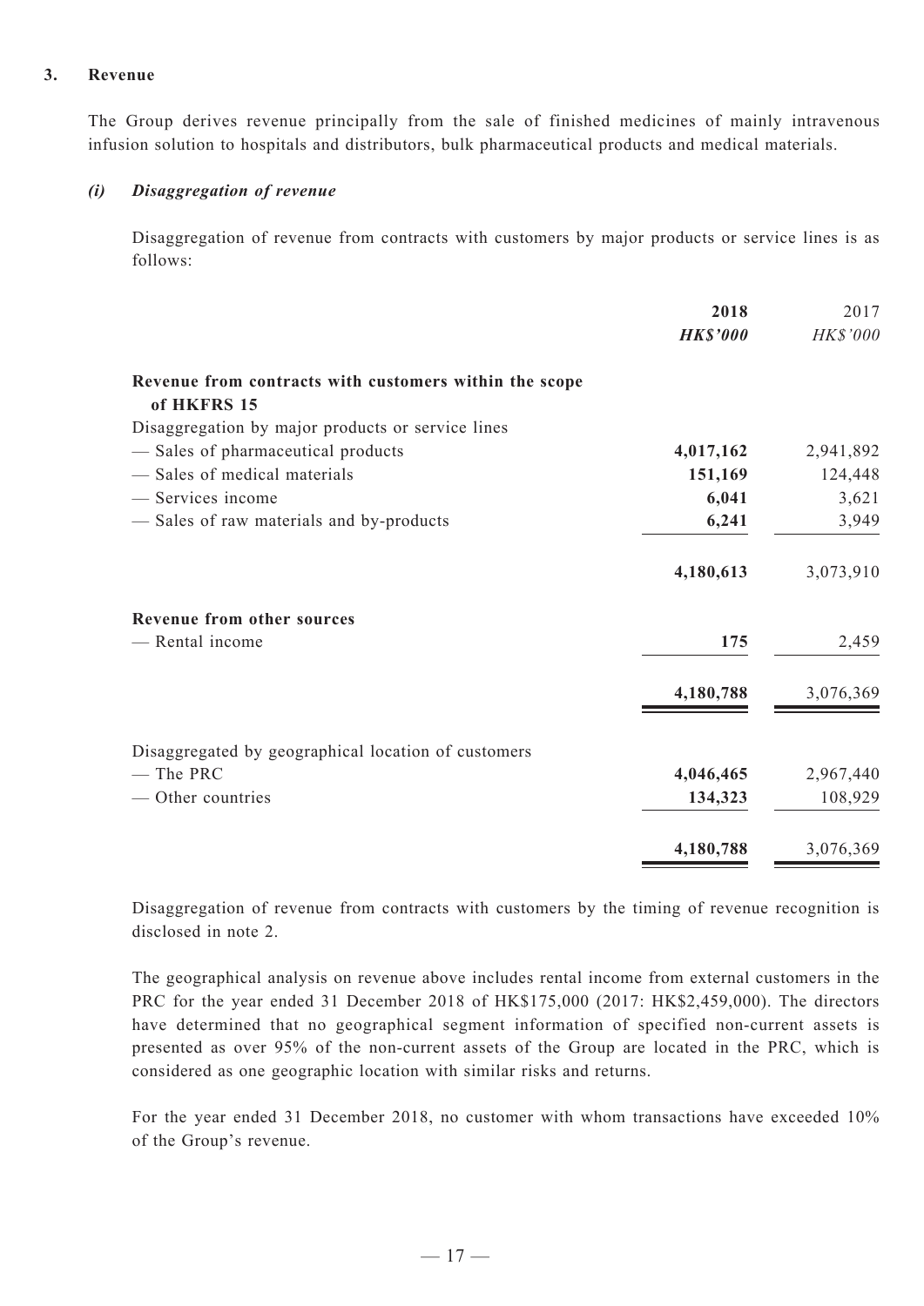### 3. Revenue

The Group derives revenue principally from the sale of finished medicines of mainly intravenous infusion solution to hospitals and distributors, bulk pharmaceutical products and medical materials.

#### *(i) Disaggregation of revenue*

Disaggregation of revenue from contracts with customers by major products or service lines is as follows:

| | 2018 | 2017 |
|---|---|---|
| | ***HK$'000*** | *HK$'000* |
| **Revenue from contracts with customers within the scope of HKFRS 15** | | |
| Disaggregation by major products or service lines | | |
| — Sales of pharmaceutical products | **4,017,162** | 2,941,892 |
| — Sales of medical materials | **151,169** | 124,448 |
| — Services income | **6,041** | 3,621 |
| — Sales of raw materials and by-products | **6,241** | 3,949 |
| | **4,180,613** | 3,073,910 |
| **Revenue from other sources** | | |
| — Rental income | **175** | 2,459 |
| | **4,180,788** | 3,076,369 |
| Disaggregated by geographical location of customers | | |
| — The PRC | **4,046,465** | 2,967,440 |
| — Other countries | **134,323** | 108,929 |
| | **4,180,788** | 3,076,369 |

Disaggregation of revenue from contracts with customers by the timing of revenue recognition is disclosed in note 2.

The geographical analysis on revenue above includes rental income from external customers in the PRC for the year ended 31 December 2018 of HK$175,000 (2017: HK$2,459,000). The directors have determined that no geographical segment information of specified non-current assets is presented as over 95% of the non-current assets of the Group are located in the PRC, which is considered as one geographic location with similar risks and returns.

For the year ended 31 December 2018, no customer with whom transactions have exceeded 10% of the Group's revenue.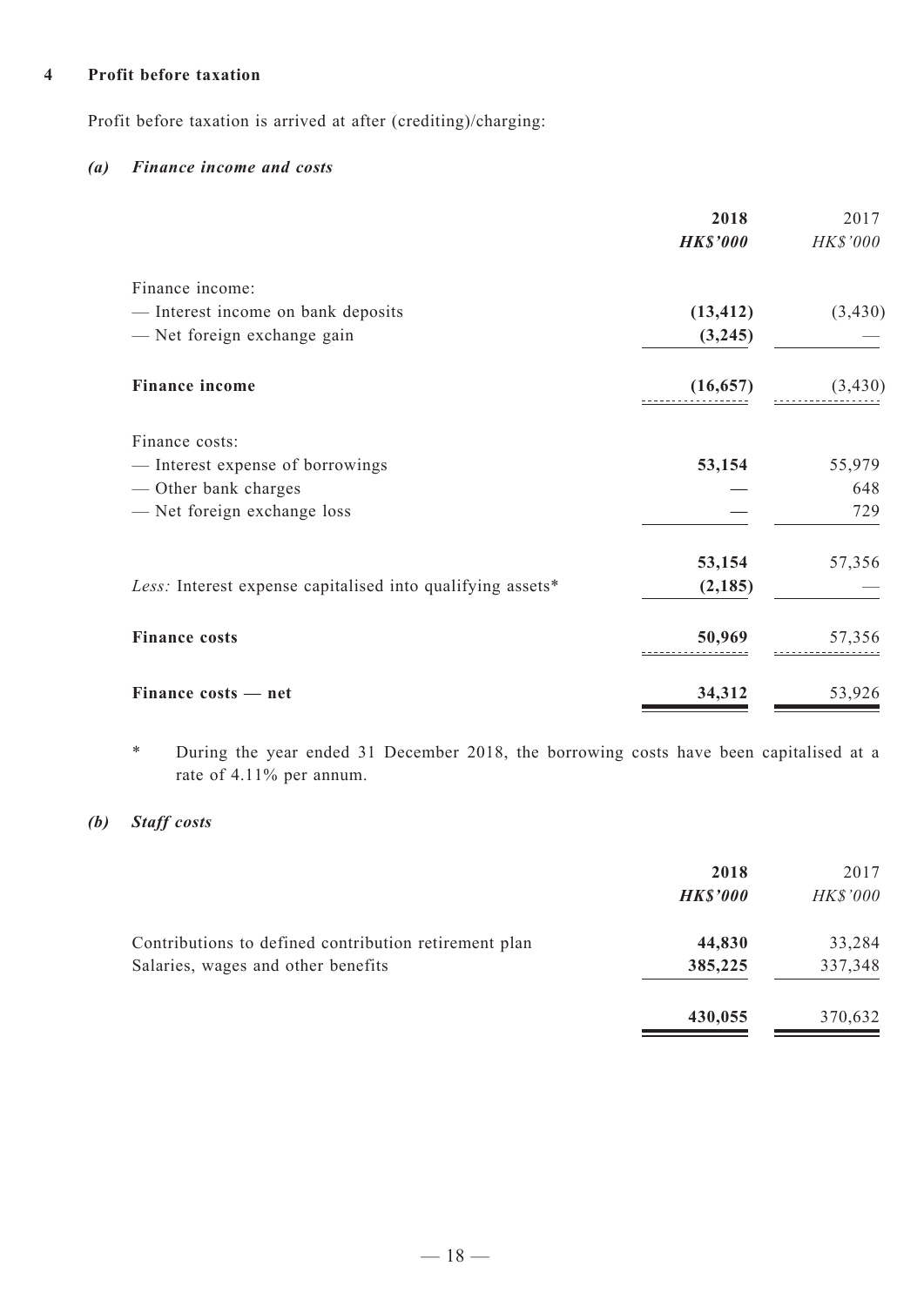## 4 Profit before taxation

Profit before taxation is arrived at after (crediting)/charging:

### *(a) Finance income and costs*

| | **2018** | 2017 |
|---|---|---|
| | ***HK$'000*** | *HK$'000* |
| Finance income: | | |
| — Interest income on bank deposits | **(13,412)** | (3,430) |
| — Net foreign exchange gain | **(3,245)** | — |
| **Finance income** | **(16,657)** | (3,430) |
| Finance costs: | | |
| — Interest expense of borrowings | **53,154** | 55,979 |
| — Other bank charges | **—** | 648 |
| — Net foreign exchange loss | **—** | 729 |
| | **53,154** | 57,356 |
| *Less:* Interest expense capitalised into qualifying assets* | **(2,185)** | — |
| **Finance costs** | **50,969** | 57,356 |
| **Finance costs — net** | **34,312** | 53,926 |

\* During the year ended 31 December 2018, the borrowing costs have been capitalised at a rate of 4.11% per annum.

### *(b) Staff costs*

| | **2018** | 2017 |
|---|---|---|
| | ***HK$'000*** | *HK$'000* |
| Contributions to defined contribution retirement plan | **44,830** | 33,284 |
| Salaries, wages and other benefits | **385,225** | 337,348 |
| | **430,055** | 370,632 |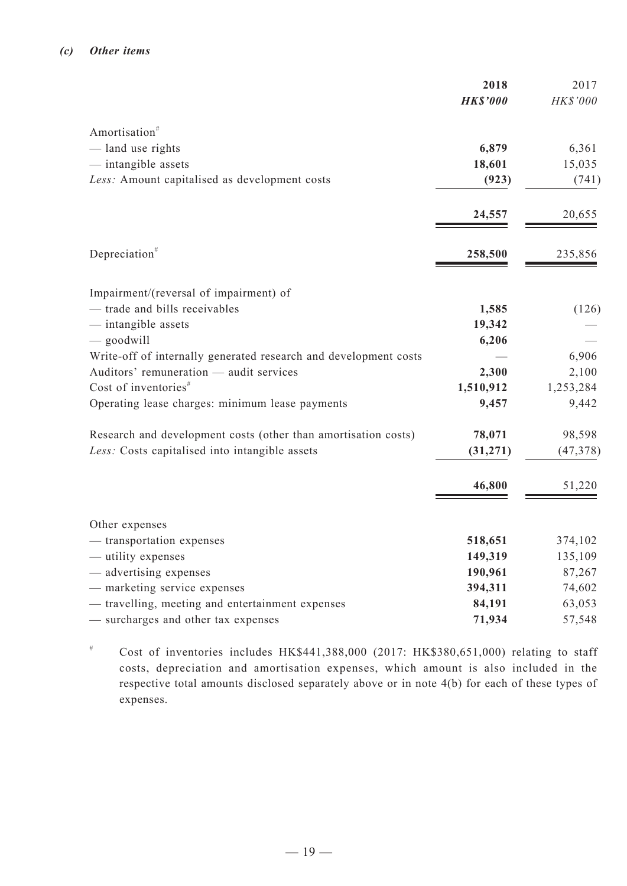### *(c) Other items*

| | **2018** | 2017 |
|---|---|---|
| | ***HK$'000*** | *HK$'000* |
| Amortisation# | | |
| — land use rights | **6,879** | 6,361 |
| — intangible assets | **18,601** | 15,035 |
| *Less:* Amount capitalised as development costs | **(923)** | (741) |
| | **24,557** | 20,655 |
| Depreciation# | **258,500** | 235,856 |
| Impairment/(reversal of impairment) of | | |
| — trade and bills receivables | **1,585** | (126) |
| — intangible assets | **19,342** | — |
| — goodwill | **6,206** | — |
| Write-off of internally generated research and development costs | **—** | 6,906 |
| Auditors' remuneration — audit services | **2,300** | 2,100 |
| Cost of inventories# | **1,510,912** | 1,253,284 |
| Operating lease charges: minimum lease payments | **9,457** | 9,442 |
| Research and development costs (other than amortisation costs) | **78,071** | 98,598 |
| *Less:* Costs capitalised into intangible assets | **(31,271)** | (47,378) |
| | **46,800** | 51,220 |
| Other expenses | | |
| — transportation expenses | **518,651** | 374,102 |
| — utility expenses | **149,319** | 135,109 |
| — advertising expenses | **190,961** | 87,267 |
| — marketing service expenses | **394,311** | 74,602 |
| — travelling, meeting and entertainment expenses | **84,191** | 63,053 |
| — surcharges and other tax expenses | **71,934** | 57,548 |

# Cost of inventories includes HK$441,388,000 (2017: HK$380,651,000) relating to staff costs, depreciation and amortisation expenses, which amount is also included in the respective total amounts disclosed separately above or in note 4(b) for each of these types of expenses.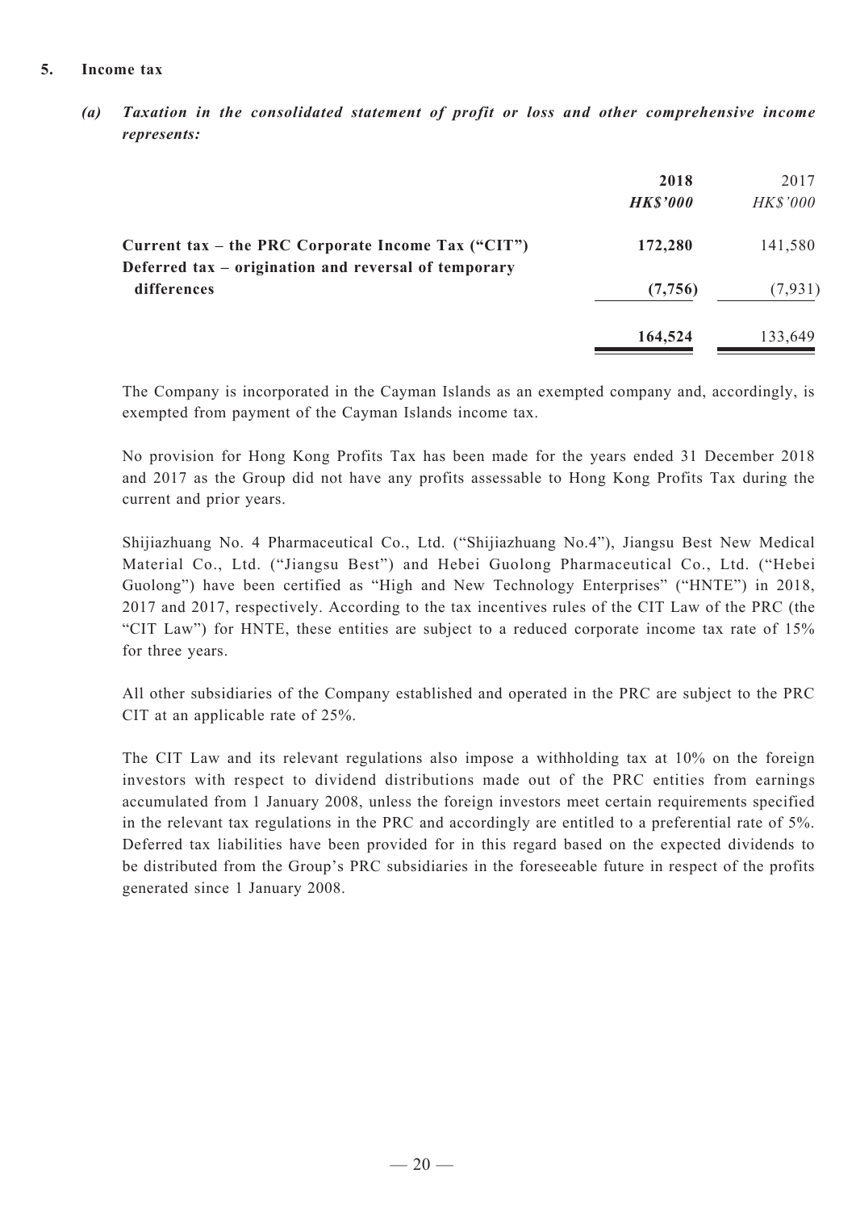## 5. Income tax

***(a) Taxation in the consolidated statement of profit or loss and other comprehensive income represents:***

| | **2018** | 2017 |
|---|---|---|
| | ***HK$'000*** | *HK$'000* |
| **Current tax – the PRC Corporate Income Tax ("CIT")** | **172,280** | 141,580 |
| **Deferred tax – origination and reversal of temporary differences** | **(7,756)** | (7,931) |
| | **164,524** | 133,649 |

The Company is incorporated in the Cayman Islands as an exempted company and, accordingly, is exempted from payment of the Cayman Islands income tax.

No provision for Hong Kong Profits Tax has been made for the years ended 31 December 2018 and 2017 as the Group did not have any profits assessable to Hong Kong Profits Tax during the current and prior years.

Shijiazhuang No. 4 Pharmaceutical Co., Ltd. ("Shijiazhuang No.4"), Jiangsu Best New Medical Material Co., Ltd. ("Jiangsu Best") and Hebei Guolong Pharmaceutical Co., Ltd. ("Hebei Guolong") have been certified as "High and New Technology Enterprises" ("HNTE") in 2018, 2017 and 2017, respectively. According to the tax incentives rules of the CIT Law of the PRC (the "CIT Law") for HNTE, these entities are subject to a reduced corporate income tax rate of 15% for three years.

All other subsidiaries of the Company established and operated in the PRC are subject to the PRC CIT at an applicable rate of 25%.

The CIT Law and its relevant regulations also impose a withholding tax at 10% on the foreign investors with respect to dividend distributions made out of the PRC entities from earnings accumulated from 1 January 2008, unless the foreign investors meet certain requirements specified in the relevant tax regulations in the PRC and accordingly are entitled to a preferential rate of 5%. Deferred tax liabilities have been provided for in this regard based on the expected dividends to be distributed from the Group's PRC subsidiaries in the foreseeable future in respect of the profits generated since 1 January 2008.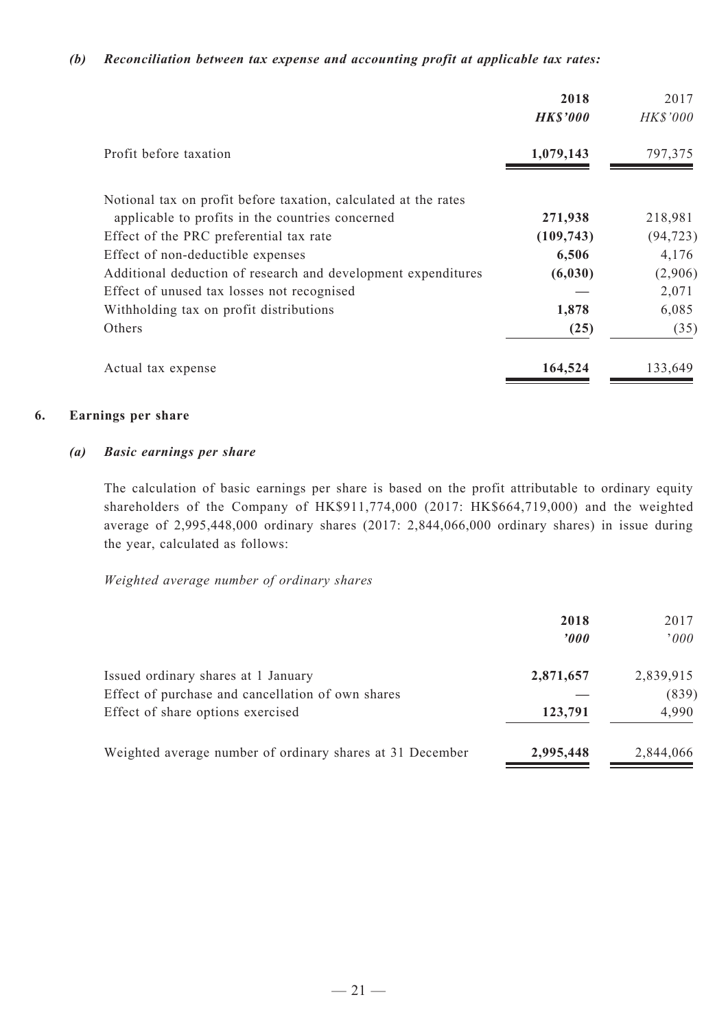*(b) Reconciliation between tax expense and accounting profit at applicable tax rates:*

| | 2018 | 2017 |
|---|---|---|
| | ***HK$'000*** | *HK$'000* |
| Profit before taxation | **1,079,143** | 797,375 |
| Notional tax on profit before taxation, calculated at the rates applicable to profits in the countries concerned | **271,938** | 218,981 |
| Effect of the PRC preferential tax rate | **(109,743)** | (94,723) |
| Effect of non-deductible expenses | **6,506** | 4,176 |
| Additional deduction of research and development expenditures | **(6,030)** | (2,906) |
| Effect of unused tax losses not recognised | **—** | 2,071 |
| Withholding tax on profit distributions | **1,878** | 6,085 |
| Others | **(25)** | (35) |
| Actual tax expense | **164,524** | 133,649 |

## 6. Earnings per share

### *(a) Basic earnings per share*

The calculation of basic earnings per share is based on the profit attributable to ordinary equity shareholders of the Company of HK$911,774,000 (2017: HK$664,719,000) and the weighted average of 2,995,448,000 ordinary shares (2017: 2,844,066,000 ordinary shares) in issue during the year, calculated as follows:

*Weighted average number of ordinary shares*

| | 2018 | 2017 |
|---|---|---|
| | ***'000*** | *'000* |
| Issued ordinary shares at 1 January | **2,871,657** | 2,839,915 |
| Effect of purchase and cancellation of own shares | **—** | (839) |
| Effect of share options exercised | **123,791** | 4,990 |
| Weighted average number of ordinary shares at 31 December | **2,995,448** | 2,844,066 |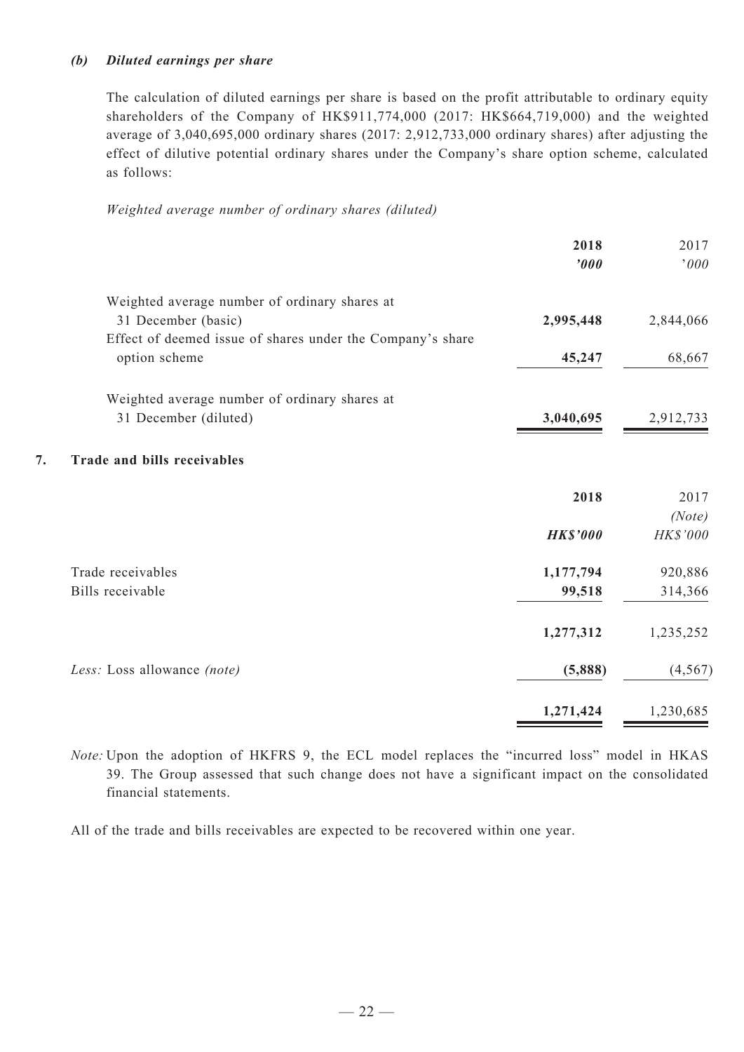### *(b) Diluted earnings per share*

The calculation of diluted earnings per share is based on the profit attributable to ordinary equity shareholders of the Company of HK$911,774,000 (2017: HK$664,719,000) and the weighted average of 3,040,695,000 ordinary shares (2017: 2,912,733,000 ordinary shares) after adjusting the effect of dilutive potential ordinary shares under the Company's share option scheme, calculated as follows:

*Weighted average number of ordinary shares (diluted)*

| | **2018** | 2017 |
|---|---|---|
| | ***'000*** | *'000* |
| Weighted average number of ordinary shares at 31 December (basic) | **2,995,448** | 2,844,066 |
| Effect of deemed issue of shares under the Company's share option scheme | **45,247** | 68,667 |
| Weighted average number of ordinary shares at 31 December (diluted) | **3,040,695** | 2,912,733 |

## 7. Trade and bills receivables

| | **2018** | 2017 |
|---|---|---|
| | | *(Note)* |
| | ***HK$'000*** | *HK$'000* |
| Trade receivables | **1,177,794** | 920,886 |
| Bills receivable | **99,518** | 314,366 |
| | **1,277,312** | 1,235,252 |
| *Less:* Loss allowance *(note)* | **(5,888)** | (4,567) |
| | **1,271,424** | 1,230,685 |

*Note:* Upon the adoption of HKFRS 9, the ECL model replaces the "incurred loss" model in HKAS 39. The Group assessed that such change does not have a significant impact on the consolidated financial statements.

All of the trade and bills receivables are expected to be recovered within one year.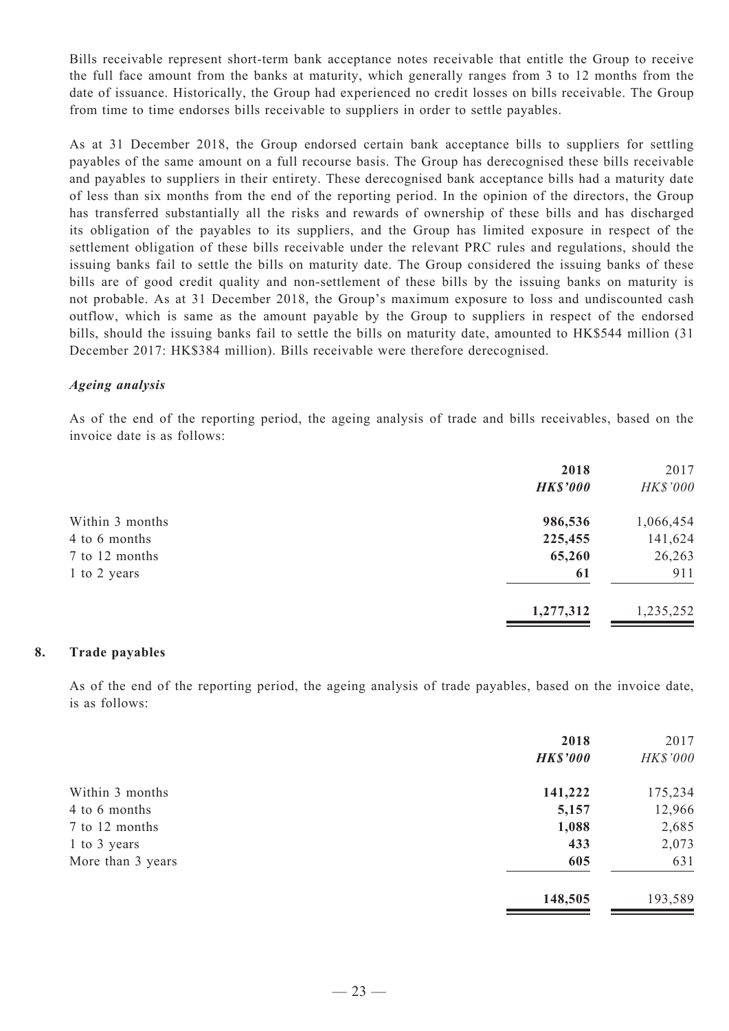Bills receivable represent short-term bank acceptance notes receivable that entitle the Group to receive the full face amount from the banks at maturity, which generally ranges from 3 to 12 months from the date of issuance. Historically, the Group had experienced no credit losses on bills receivable. The Group from time to time endorses bills receivable to suppliers in order to settle payables.

As at 31 December 2018, the Group endorsed certain bank acceptance bills to suppliers for settling payables of the same amount on a full recourse basis. The Group has derecognised these bills receivable and payables to suppliers in their entirety. These derecognised bank acceptance bills had a maturity date of less than six months from the end of the reporting period. In the opinion of the directors, the Group has transferred substantially all the risks and rewards of ownership of these bills and has discharged its obligation of the payables to its suppliers, and the Group has limited exposure in respect of the settlement obligation of these bills receivable under the relevant PRC rules and regulations, should the issuing banks fail to settle the bills on maturity date. The Group considered the issuing banks of these bills are of good credit quality and non-settlement of these bills by the issuing banks on maturity is not probable. As at 31 December 2018, the Group's maximum exposure to loss and undiscounted cash outflow, which is same as the amount payable by the Group to suppliers in respect of the endorsed bills, should the issuing banks fail to settle the bills on maturity date, amounted to HK$544 million (31 December 2017: HK$384 million). Bills receivable were therefore derecognised.

***Ageing analysis***

As of the end of the reporting period, the ageing analysis of trade and bills receivables, based on the invoice date is as follows:

| | **2018** | 2017 |
|---|---|---|
| | ***HK$'000*** | *HK$'000* |
| Within 3 months | **986,536** | 1,066,454 |
| 4 to 6 months | **225,455** | 141,624 |
| 7 to 12 months | **65,260** | 26,263 |
| 1 to 2 years | **61** | 911 |
| | **1,277,312** | 1,235,252 |

## 8. Trade payables

As of the end of the reporting period, the ageing analysis of trade payables, based on the invoice date, is as follows:

| | **2018** | 2017 |
|---|---|---|
| | ***HK$'000*** | *HK$'000* |
| Within 3 months | **141,222** | 175,234 |
| 4 to 6 months | **5,157** | 12,966 |
| 7 to 12 months | **1,088** | 2,685 |
| 1 to 3 years | **433** | 2,073 |
| More than 3 years | **605** | 631 |
| | **148,505** | 193,589 |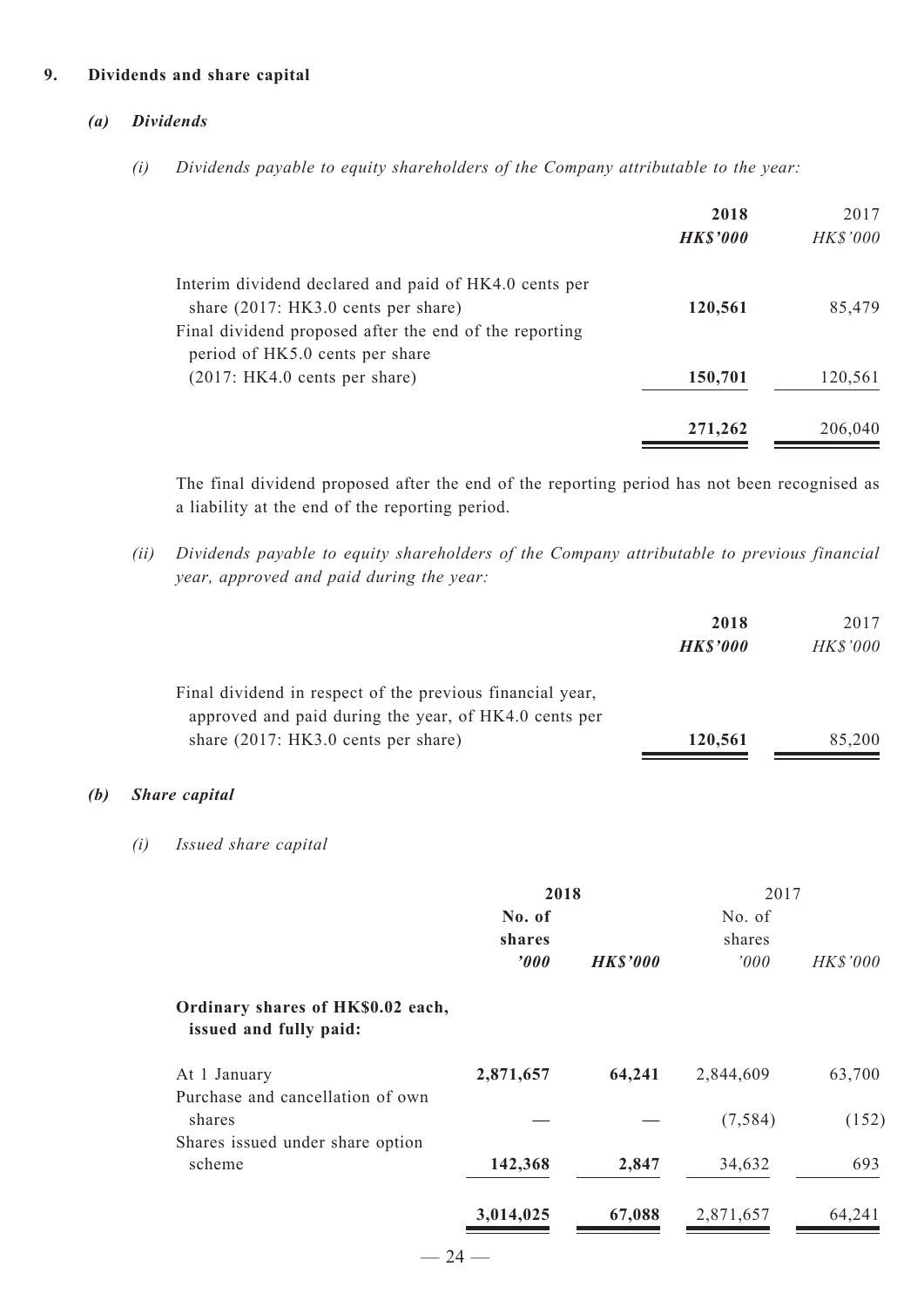## 9. Dividends and share capital

### *(a) Dividends*

*(i) Dividends payable to equity shareholders of the Company attributable to the year:*

| | **2018** | 2017 |
|---|---|---|
| | ***HK$'000*** | *HK$'000* |
| Interim dividend declared and paid of HK4.0 cents per share (2017: HK3.0 cents per share) | **120,561** | 85,479 |
| Final dividend proposed after the end of the reporting period of HK5.0 cents per share (2017: HK4.0 cents per share) | **150,701** | 120,561 |
| | **271,262** | 206,040 |

The final dividend proposed after the end of the reporting period has not been recognised as a liability at the end of the reporting period.

*(ii) Dividends payable to equity shareholders of the Company attributable to previous financial year, approved and paid during the year:*

| | **2018** | 2017 |
|---|---|---|
| | ***HK$'000*** | *HK$'000* |
| Final dividend in respect of the previous financial year, approved and paid during the year, of HK4.0 cents per share (2017: HK3.0 cents per share) | **120,561** | 85,200 |

### *(b) Share capital*

*(i) Issued share capital*

| | **2018** | | 2017 | |
|---|---|---|---|---|
| | **No. of shares** | | No. of shares | |
| | ***'000*** | ***HK$'000*** | *'000* | *HK$'000* |
| **Ordinary shares of HK$0.02 each, issued and fully paid:** | | | | |
| At 1 January | **2,871,657** | **64,241** | 2,844,609 | 63,700 |
| Purchase and cancellation of own shares | — | — | (7,584) | (152) |
| Shares issued under share option scheme | **142,368** | **2,847** | 34,632 | 693 |
| | **3,014,025** | **67,088** | 2,871,657 | 64,241 |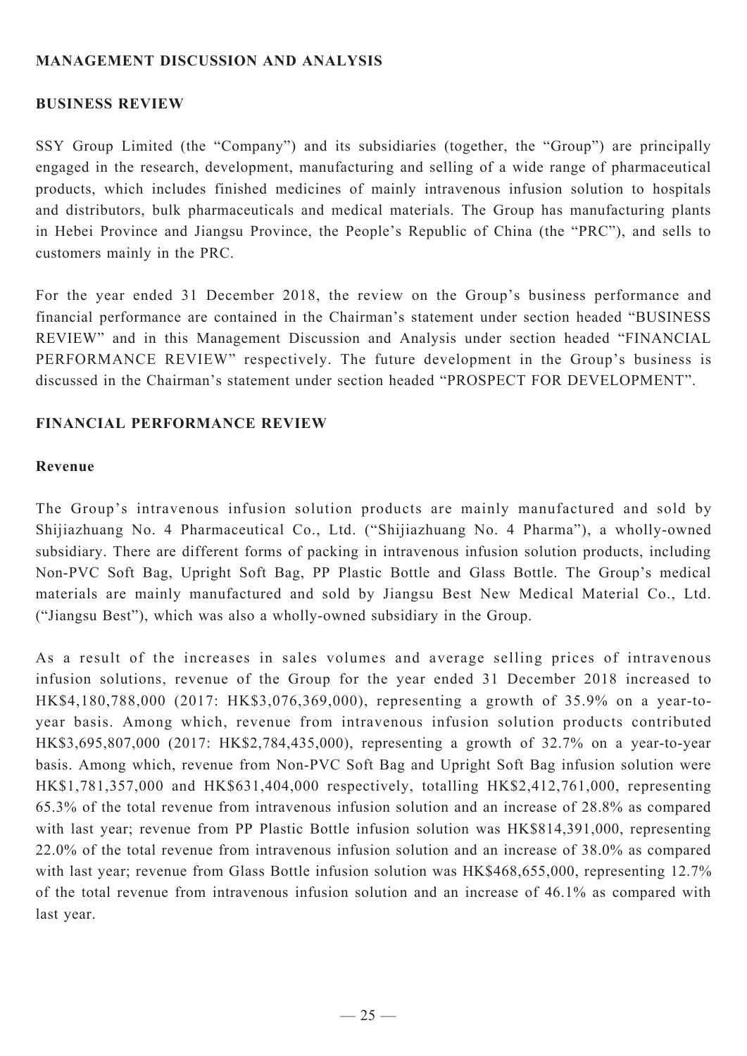## MANAGEMENT DISCUSSION AND ANALYSIS

### BUSINESS REVIEW

SSY Group Limited (the "Company") and its subsidiaries (together, the "Group") are principally engaged in the research, development, manufacturing and selling of a wide range of pharmaceutical products, which includes finished medicines of mainly intravenous infusion solution to hospitals and distributors, bulk pharmaceuticals and medical materials. The Group has manufacturing plants in Hebei Province and Jiangsu Province, the People's Republic of China (the "PRC"), and sells to customers mainly in the PRC.

For the year ended 31 December 2018, the review on the Group's business performance and financial performance are contained in the Chairman's statement under section headed "BUSINESS REVIEW" and in this Management Discussion and Analysis under section headed "FINANCIAL PERFORMANCE REVIEW" respectively. The future development in the Group's business is discussed in the Chairman's statement under section headed "PROSPECT FOR DEVELOPMENT".

### FINANCIAL PERFORMANCE REVIEW

#### Revenue

The Group's intravenous infusion solution products are mainly manufactured and sold by Shijiazhuang No. 4 Pharmaceutical Co., Ltd. ("Shijiazhuang No. 4 Pharma"), a wholly-owned subsidiary. There are different forms of packing in intravenous infusion solution products, including Non-PVC Soft Bag, Upright Soft Bag, PP Plastic Bottle and Glass Bottle. The Group's medical materials are mainly manufactured and sold by Jiangsu Best New Medical Material Co., Ltd. ("Jiangsu Best"), which was also a wholly-owned subsidiary in the Group.

As a result of the increases in sales volumes and average selling prices of intravenous infusion solutions, revenue of the Group for the year ended 31 December 2018 increased to HK$4,180,788,000 (2017: HK$3,076,369,000), representing a growth of 35.9% on a year-to-year basis. Among which, revenue from intravenous infusion solution products contributed HK$3,695,807,000 (2017: HK$2,784,435,000), representing a growth of 32.7% on a year-to-year basis. Among which, revenue from Non-PVC Soft Bag and Upright Soft Bag infusion solution were HK$1,781,357,000 and HK$631,404,000 respectively, totalling HK$2,412,761,000, representing 65.3% of the total revenue from intravenous infusion solution and an increase of 28.8% as compared with last year; revenue from PP Plastic Bottle infusion solution was HK$814,391,000, representing 22.0% of the total revenue from intravenous infusion solution and an increase of 38.0% as compared with last year; revenue from Glass Bottle infusion solution was HK$468,655,000, representing 12.7% of the total revenue from intravenous infusion solution and an increase of 46.1% as compared with last year.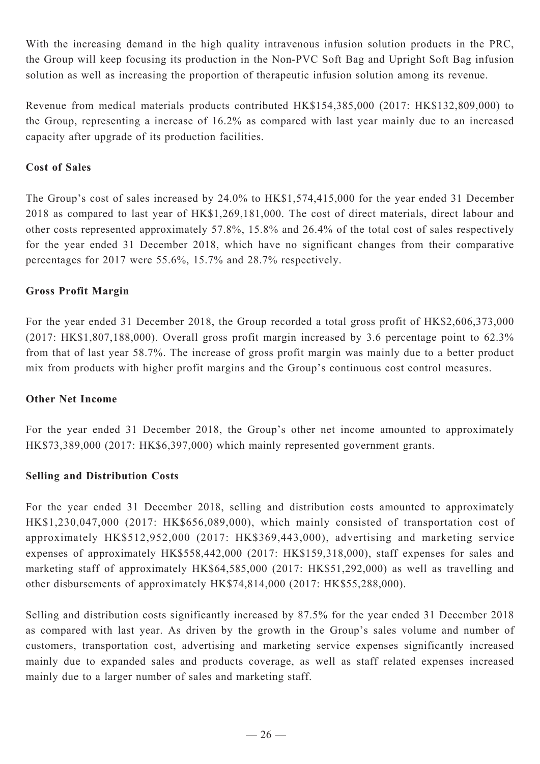With the increasing demand in the high quality intravenous infusion solution products in the PRC, the Group will keep focusing its production in the Non-PVC Soft Bag and Upright Soft Bag infusion solution as well as increasing the proportion of therapeutic infusion solution among its revenue.

Revenue from medical materials products contributed HK$154,385,000 (2017: HK$132,809,000) to the Group, representing a increase of 16.2% as compared with last year mainly due to an increased capacity after upgrade of its production facilities.

**Cost of Sales**

The Group's cost of sales increased by 24.0% to HK$1,574,415,000 for the year ended 31 December 2018 as compared to last year of HK$1,269,181,000. The cost of direct materials, direct labour and other costs represented approximately 57.8%, 15.8% and 26.4% of the total cost of sales respectively for the year ended 31 December 2018, which have no significant changes from their comparative percentages for 2017 were 55.6%, 15.7% and 28.7% respectively.

**Gross Profit Margin**

For the year ended 31 December 2018, the Group recorded a total gross profit of HK$2,606,373,000 (2017: HK$1,807,188,000). Overall gross profit margin increased by 3.6 percentage point to 62.3% from that of last year 58.7%. The increase of gross profit margin was mainly due to a better product mix from products with higher profit margins and the Group's continuous cost control measures.

**Other Net Income**

For the year ended 31 December 2018, the Group's other net income amounted to approximately HK$73,389,000 (2017: HK$6,397,000) which mainly represented government grants.

**Selling and Distribution Costs**

For the year ended 31 December 2018, selling and distribution costs amounted to approximately HK$1,230,047,000 (2017: HK$656,089,000), which mainly consisted of transportation cost of approximately HK$512,952,000 (2017: HK$369,443,000), advertising and marketing service expenses of approximately HK$558,442,000 (2017: HK$159,318,000), staff expenses for sales and marketing staff of approximately HK$64,585,000 (2017: HK$51,292,000) as well as travelling and other disbursements of approximately HK$74,814,000 (2017: HK$55,288,000).

Selling and distribution costs significantly increased by 87.5% for the year ended 31 December 2018 as compared with last year. As driven by the growth in the Group's sales volume and number of customers, transportation cost, advertising and marketing service expenses significantly increased mainly due to expanded sales and products coverage, as well as staff related expenses increased mainly due to a larger number of sales and marketing staff.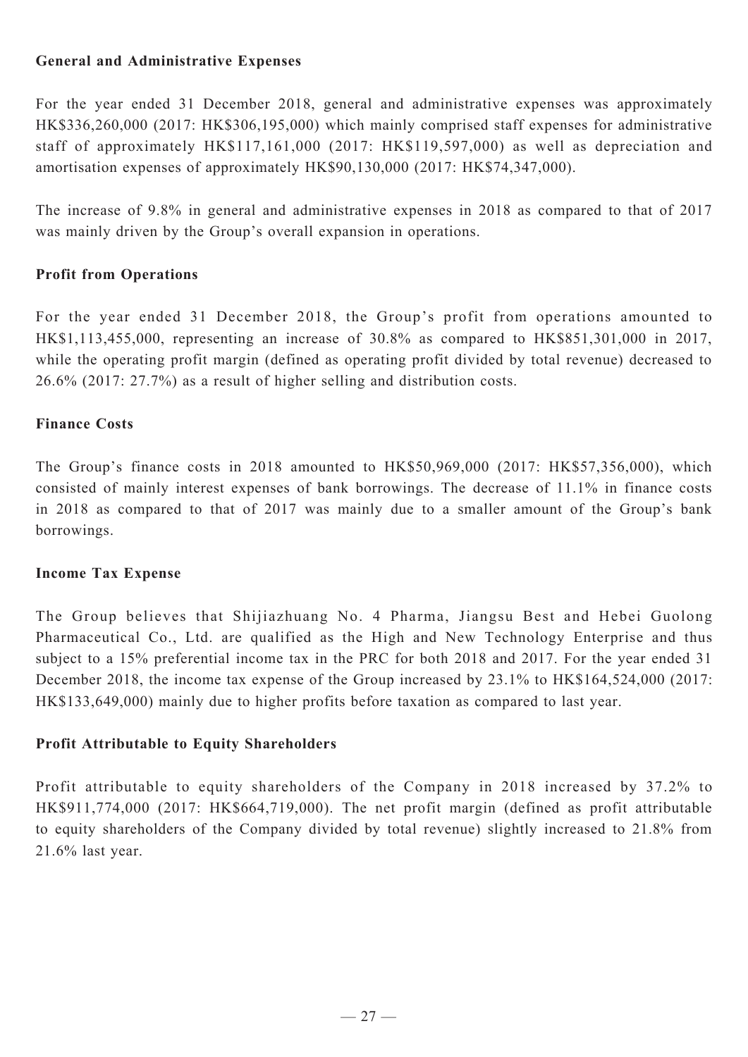**General and Administrative Expenses**

For the year ended 31 December 2018, general and administrative expenses was approximately HK$336,260,000 (2017: HK$306,195,000) which mainly comprised staff expenses for administrative staff of approximately HK$117,161,000 (2017: HK$119,597,000) as well as depreciation and amortisation expenses of approximately HK$90,130,000 (2017: HK$74,347,000).

The increase of 9.8% in general and administrative expenses in 2018 as compared to that of 2017 was mainly driven by the Group's overall expansion in operations.

**Profit from Operations**

For the year ended 31 December 2018, the Group's profit from operations amounted to HK$1,113,455,000, representing an increase of 30.8% as compared to HK$851,301,000 in 2017, while the operating profit margin (defined as operating profit divided by total revenue) decreased to 26.6% (2017: 27.7%) as a result of higher selling and distribution costs.

**Finance Costs**

The Group's finance costs in 2018 amounted to HK$50,969,000 (2017: HK$57,356,000), which consisted of mainly interest expenses of bank borrowings. The decrease of 11.1% in finance costs in 2018 as compared to that of 2017 was mainly due to a smaller amount of the Group's bank borrowings.

**Income Tax Expense**

The Group believes that Shijiazhuang No. 4 Pharma, Jiangsu Best and Hebei Guolong Pharmaceutical Co., Ltd. are qualified as the High and New Technology Enterprise and thus subject to a 15% preferential income tax in the PRC for both 2018 and 2017. For the year ended 31 December 2018, the income tax expense of the Group increased by 23.1% to HK$164,524,000 (2017: HK$133,649,000) mainly due to higher profits before taxation as compared to last year.

**Profit Attributable to Equity Shareholders**

Profit attributable to equity shareholders of the Company in 2018 increased by 37.2% to HK$911,774,000 (2017: HK$664,719,000). The net profit margin (defined as profit attributable to equity shareholders of the Company divided by total revenue) slightly increased to 21.8% from 21.6% last year.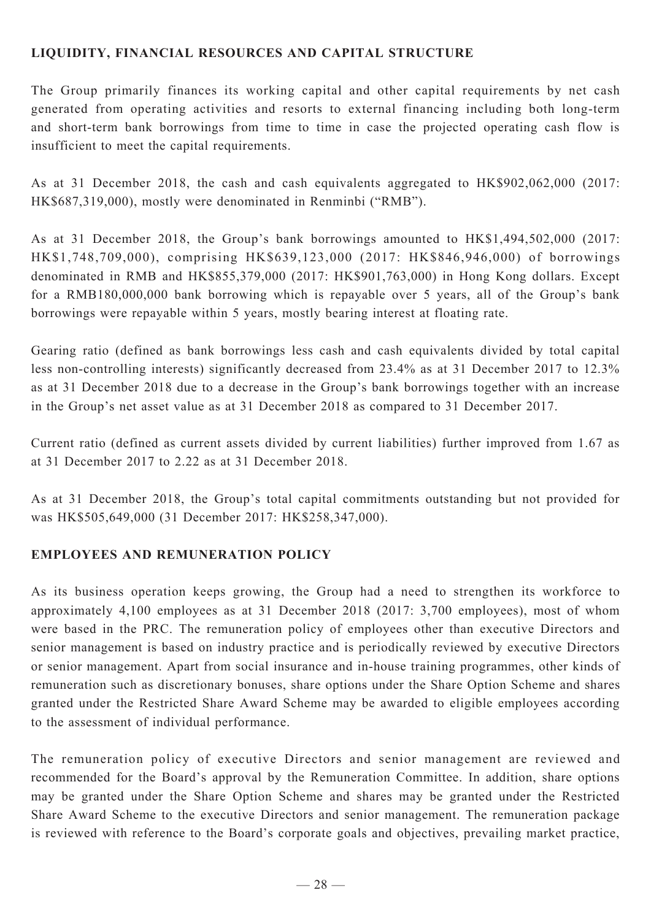## LIQUIDITY, FINANCIAL RESOURCES AND CAPITAL STRUCTURE

The Group primarily finances its working capital and other capital requirements by net cash generated from operating activities and resorts to external financing including both long-term and short-term bank borrowings from time to time in case the projected operating cash flow is insufficient to meet the capital requirements.

As at 31 December 2018, the cash and cash equivalents aggregated to HK$902,062,000 (2017: HK$687,319,000), mostly were denominated in Renminbi ("RMB").

As at 31 December 2018, the Group's bank borrowings amounted to HK$1,494,502,000 (2017: HK$1,748,709,000), comprising HK$639,123,000 (2017: HK$846,946,000) of borrowings denominated in RMB and HK$855,379,000 (2017: HK$901,763,000) in Hong Kong dollars. Except for a RMB180,000,000 bank borrowing which is repayable over 5 years, all of the Group's bank borrowings were repayable within 5 years, mostly bearing interest at floating rate.

Gearing ratio (defined as bank borrowings less cash and cash equivalents divided by total capital less non-controlling interests) significantly decreased from 23.4% as at 31 December 2017 to 12.3% as at 31 December 2018 due to a decrease in the Group's bank borrowings together with an increase in the Group's net asset value as at 31 December 2018 as compared to 31 December 2017.

Current ratio (defined as current assets divided by current liabilities) further improved from 1.67 as at 31 December 2017 to 2.22 as at 31 December 2018.

As at 31 December 2018, the Group's total capital commitments outstanding but not provided for was HK$505,649,000 (31 December 2017: HK$258,347,000).

## EMPLOYEES AND REMUNERATION POLICY

As its business operation keeps growing, the Group had a need to strengthen its workforce to approximately 4,100 employees as at 31 December 2018 (2017: 3,700 employees), most of whom were based in the PRC. The remuneration policy of employees other than executive Directors and senior management is based on industry practice and is periodically reviewed by executive Directors or senior management. Apart from social insurance and in-house training programmes, other kinds of remuneration such as discretionary bonuses, share options under the Share Option Scheme and shares granted under the Restricted Share Award Scheme may be awarded to eligible employees according to the assessment of individual performance.

The remuneration policy of executive Directors and senior management are reviewed and recommended for the Board's approval by the Remuneration Committee. In addition, share options may be granted under the Share Option Scheme and shares may be granted under the Restricted Share Award Scheme to the executive Directors and senior management. The remuneration package is reviewed with reference to the Board's corporate goals and objectives, prevailing market practice,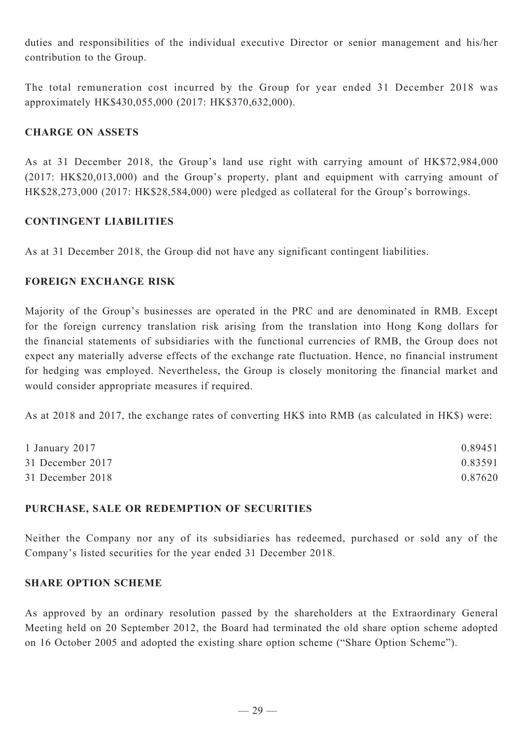duties and responsibilities of the individual executive Director or senior management and his/her contribution to the Group.

The total remuneration cost incurred by the Group for year ended 31 December 2018 was approximately HK$430,055,000 (2017: HK$370,632,000).

## CHARGE ON ASSETS

As at 31 December 2018, the Group's land use right with carrying amount of HK$72,984,000 (2017: HK$20,013,000) and the Group's property, plant and equipment with carrying amount of HK$28,273,000 (2017: HK$28,584,000) were pledged as collateral for the Group's borrowings.

## CONTINGENT LIABILITIES

As at 31 December 2018, the Group did not have any significant contingent liabilities.

## FOREIGN EXCHANGE RISK

Majority of the Group's businesses are operated in the PRC and are denominated in RMB. Except for the foreign currency translation risk arising from the translation into Hong Kong dollars for the financial statements of subsidiaries with the functional currencies of RMB, the Group does not expect any materially adverse effects of the exchange rate fluctuation. Hence, no financial instrument for hedging was employed. Nevertheless, the Group is closely monitoring the financial market and would consider appropriate measures if required.

As at 2018 and 2017, the exchange rates of converting HK$ into RMB (as calculated in HK$) were:

| | |
|---|---|
| 1 January 2017 | 0.89451 |
| 31 December 2017 | 0.83591 |
| 31 December 2018 | 0.87620 |

## PURCHASE, SALE OR REDEMPTION OF SECURITIES

Neither the Company nor any of its subsidiaries has redeemed, purchased or sold any of the Company's listed securities for the year ended 31 December 2018.

## SHARE OPTION SCHEME

As approved by an ordinary resolution passed by the shareholders at the Extraordinary General Meeting held on 20 September 2012, the Board had terminated the old share option scheme adopted on 16 October 2005 and adopted the existing share option scheme ("Share Option Scheme").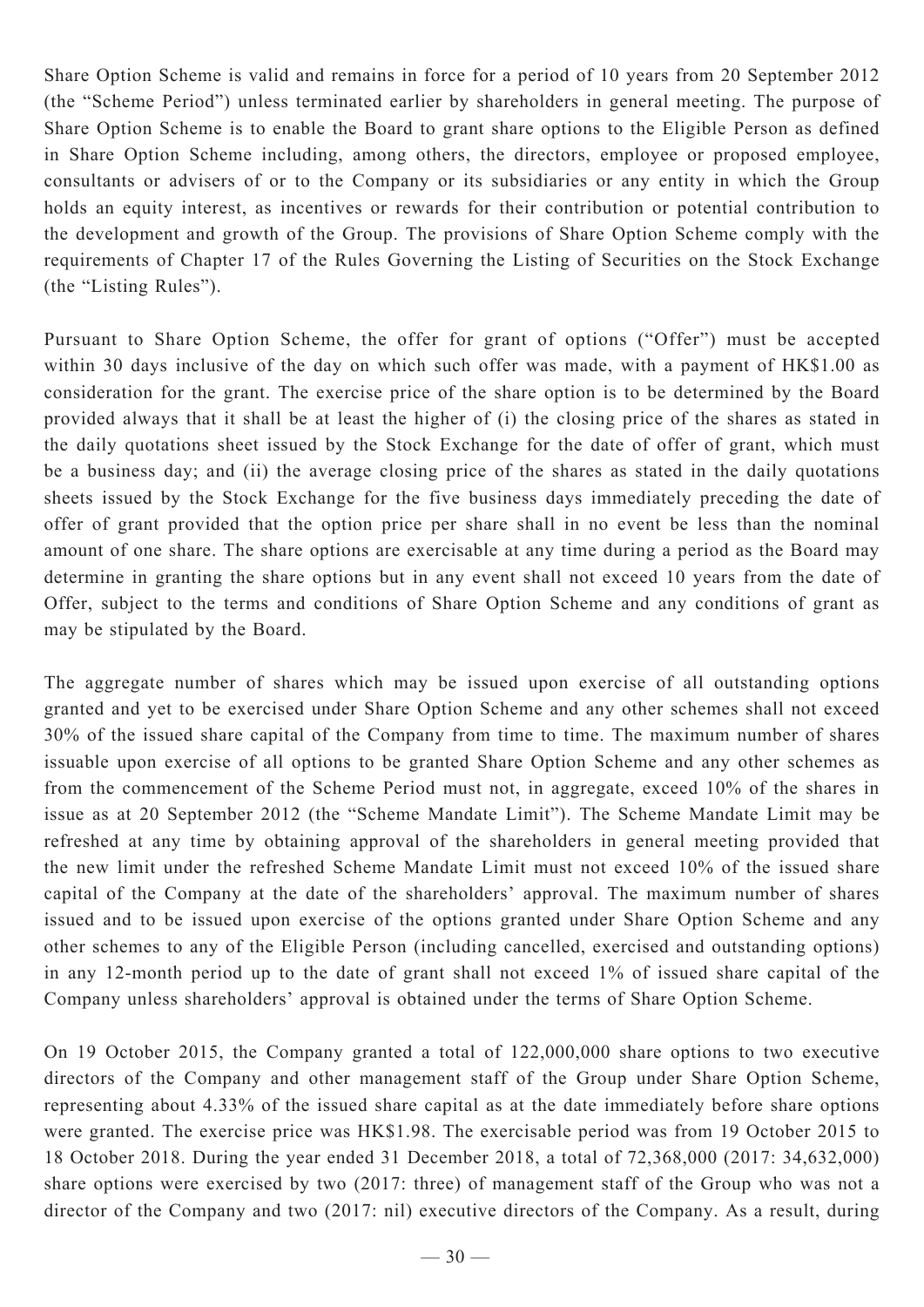Share Option Scheme is valid and remains in force for a period of 10 years from 20 September 2012 (the "Scheme Period") unless terminated earlier by shareholders in general meeting. The purpose of Share Option Scheme is to enable the Board to grant share options to the Eligible Person as defined in Share Option Scheme including, among others, the directors, employee or proposed employee, consultants or advisers of or to the Company or its subsidiaries or any entity in which the Group holds an equity interest, as incentives or rewards for their contribution or potential contribution to the development and growth of the Group. The provisions of Share Option Scheme comply with the requirements of Chapter 17 of the Rules Governing the Listing of Securities on the Stock Exchange (the "Listing Rules").

Pursuant to Share Option Scheme, the offer for grant of options ("Offer") must be accepted within 30 days inclusive of the day on which such offer was made, with a payment of HK$1.00 as consideration for the grant. The exercise price of the share option is to be determined by the Board provided always that it shall be at least the higher of (i) the closing price of the shares as stated in the daily quotations sheet issued by the Stock Exchange for the date of offer of grant, which must be a business day; and (ii) the average closing price of the shares as stated in the daily quotations sheets issued by the Stock Exchange for the five business days immediately preceding the date of offer of grant provided that the option price per share shall in no event be less than the nominal amount of one share. The share options are exercisable at any time during a period as the Board may determine in granting the share options but in any event shall not exceed 10 years from the date of Offer, subject to the terms and conditions of Share Option Scheme and any conditions of grant as may be stipulated by the Board.

The aggregate number of shares which may be issued upon exercise of all outstanding options granted and yet to be exercised under Share Option Scheme and any other schemes shall not exceed 30% of the issued share capital of the Company from time to time. The maximum number of shares issuable upon exercise of all options to be granted Share Option Scheme and any other schemes as from the commencement of the Scheme Period must not, in aggregate, exceed 10% of the shares in issue as at 20 September 2012 (the "Scheme Mandate Limit"). The Scheme Mandate Limit may be refreshed at any time by obtaining approval of the shareholders in general meeting provided that the new limit under the refreshed Scheme Mandate Limit must not exceed 10% of the issued share capital of the Company at the date of the shareholders' approval. The maximum number of shares issued and to be issued upon exercise of the options granted under Share Option Scheme and any other schemes to any of the Eligible Person (including cancelled, exercised and outstanding options) in any 12-month period up to the date of grant shall not exceed 1% of issued share capital of the Company unless shareholders' approval is obtained under the terms of Share Option Scheme.

On 19 October 2015, the Company granted a total of 122,000,000 share options to two executive directors of the Company and other management staff of the Group under Share Option Scheme, representing about 4.33% of the issued share capital as at the date immediately before share options were granted. The exercise price was HK$1.98. The exercisable period was from 19 October 2015 to 18 October 2018. During the year ended 31 December 2018, a total of 72,368,000 (2017: 34,632,000) share options were exercised by two (2017: three) of management staff of the Group who was not a director of the Company and two (2017: nil) executive directors of the Company. As a result, during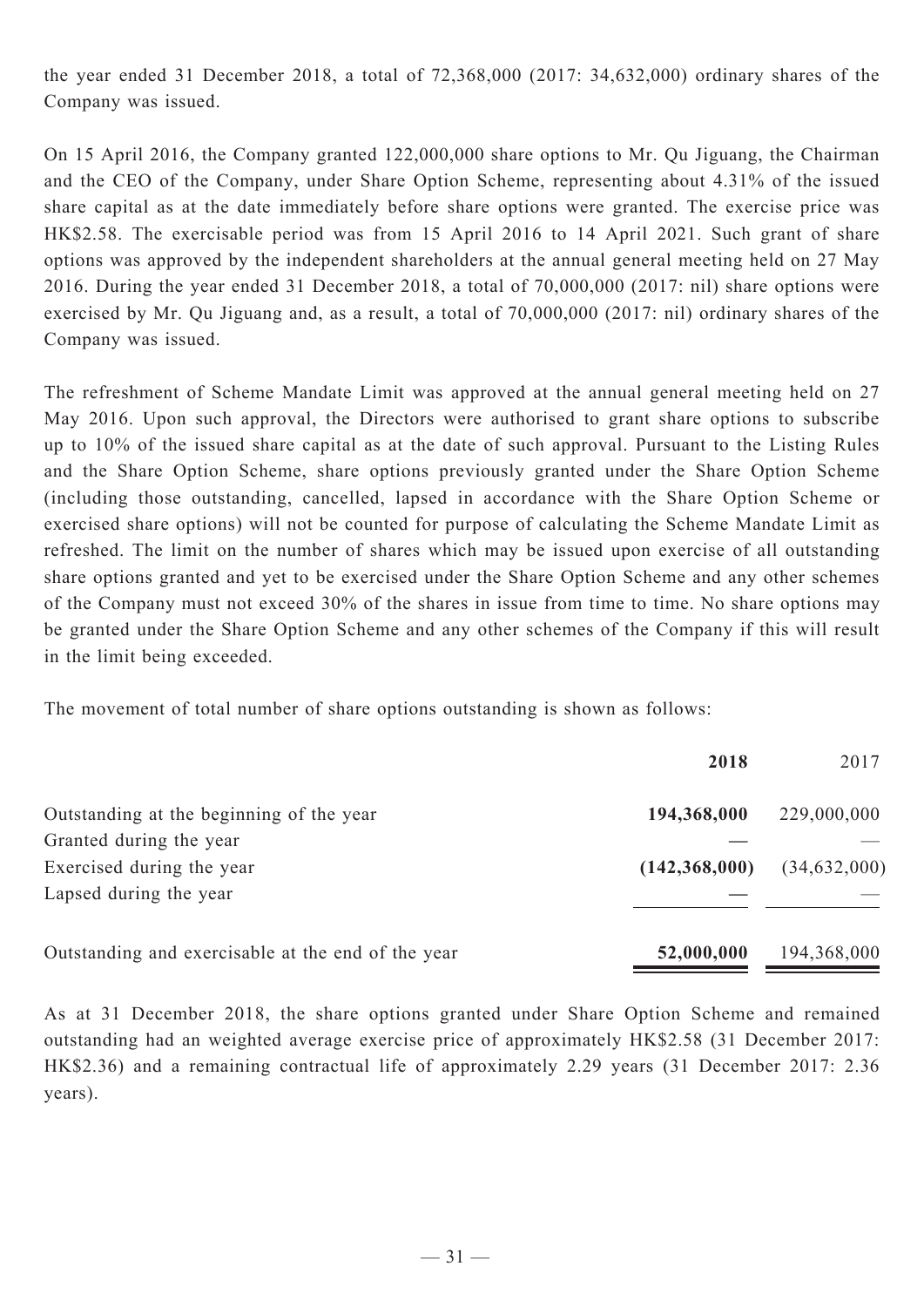the year ended 31 December 2018, a total of 72,368,000 (2017: 34,632,000) ordinary shares of the Company was issued.

On 15 April 2016, the Company granted 122,000,000 share options to Mr. Qu Jiguang, the Chairman and the CEO of the Company, under Share Option Scheme, representing about 4.31% of the issued share capital as at the date immediately before share options were granted. The exercise price was HK$2.58. The exercisable period was from 15 April 2016 to 14 April 2021. Such grant of share options was approved by the independent shareholders at the annual general meeting held on 27 May 2016. During the year ended 31 December 2018, a total of 70,000,000 (2017: nil) share options were exercised by Mr. Qu Jiguang and, as a result, a total of 70,000,000 (2017: nil) ordinary shares of the Company was issued.

The refreshment of Scheme Mandate Limit was approved at the annual general meeting held on 27 May 2016. Upon such approval, the Directors were authorised to grant share options to subscribe up to 10% of the issued share capital as at the date of such approval. Pursuant to the Listing Rules and the Share Option Scheme, share options previously granted under the Share Option Scheme (including those outstanding, cancelled, lapsed in accordance with the Share Option Scheme or exercised share options) will not be counted for purpose of calculating the Scheme Mandate Limit as refreshed. The limit on the number of shares which may be issued upon exercise of all outstanding share options granted and yet to be exercised under the Share Option Scheme and any other schemes of the Company must not exceed 30% of the shares in issue from time to time. No share options may be granted under the Share Option Scheme and any other schemes of the Company if this will result in the limit being exceeded.

The movement of total number of share options outstanding is shown as follows:

| | **2018** | 2017 |
|---|---|---|
| Outstanding at the beginning of the year | **194,368,000** | 229,000,000 |
| Granted during the year | **—** | — |
| Exercised during the year | **(142,368,000)** | (34,632,000) |
| Lapsed during the year | **—** | — |
| Outstanding and exercisable at the end of the year | **52,000,000** | 194,368,000 |

As at 31 December 2018, the share options granted under Share Option Scheme and remained outstanding had an weighted average exercise price of approximately HK$2.58 (31 December 2017: HK$2.36) and a remaining contractual life of approximately 2.29 years (31 December 2017: 2.36 years).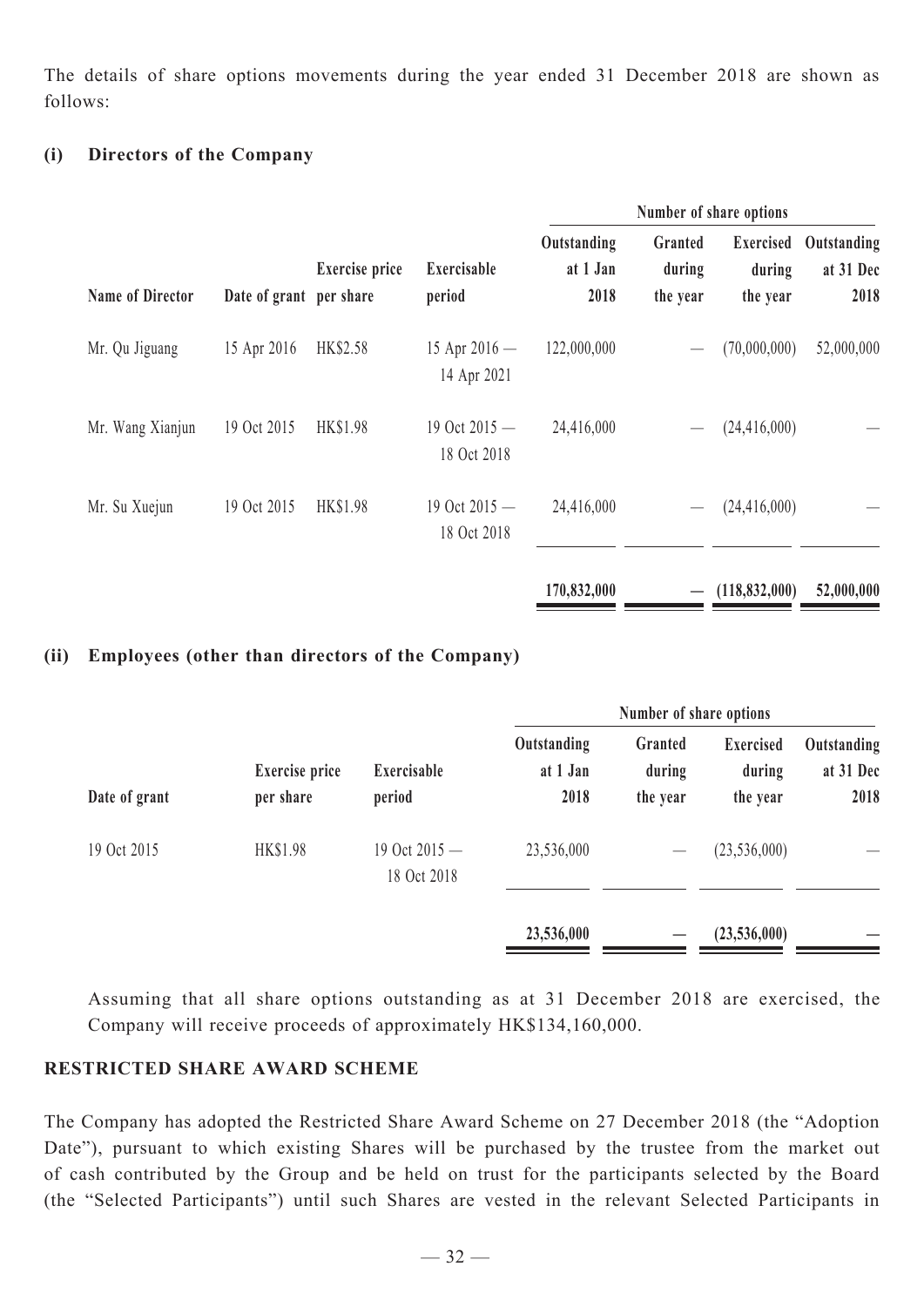The details of share options movements during the year ended 31 December 2018 are shown as follows:

**(i) Directors of the Company**

| Name of Director | Date of grant | Exercise price per share | Exercisable period | Number of share options | | | |
|---|---|---|---|---|---|---|---|
| | | | | Outstanding at 1 Jan 2018 | Granted during the year | Exercised during the year | Outstanding at 31 Dec 2018 |
| Mr. Qu Jiguang | 15 Apr 2016 | HK$2.58 | 15 Apr 2016 — 14 Apr 2021 | 122,000,000 | — | (70,000,000) | 52,000,000 |
| Mr. Wang Xianjun | 19 Oct 2015 | HK$1.98 | 19 Oct 2015 — 18 Oct 2018 | 24,416,000 | — | (24,416,000) | — |
| Mr. Su Xuejun | 19 Oct 2015 | HK$1.98 | 19 Oct 2015 — 18 Oct 2018 | 24,416,000 | — | (24,416,000) | — |
| | | | | **170,832,000** | **—** | **(118,832,000)** | **52,000,000** |

**(ii) Employees (other than directors of the Company)**

| Date of grant | Exercise price per share | Exercisable period | Number of share options | | | |
|---|---|---|---|---|---|---|
| | | | Outstanding at 1 Jan 2018 | Granted during the year | Exercised during the year | Outstanding at 31 Dec 2018 |
| 19 Oct 2015 | HK$1.98 | 19 Oct 2015 — 18 Oct 2018 | 23,536,000 | — | (23,536,000) | — |
| | | | **23,536,000** | **—** | **(23,536,000)** | **—** |

Assuming that all share options outstanding as at 31 December 2018 are exercised, the Company will receive proceeds of approximately HK$134,160,000.

## RESTRICTED SHARE AWARD SCHEME

The Company has adopted the Restricted Share Award Scheme on 27 December 2018 (the "Adoption Date"), pursuant to which existing Shares will be purchased by the trustee from the market out of cash contributed by the Group and be held on trust for the participants selected by the Board (the "Selected Participants") until such Shares are vested in the relevant Selected Participants in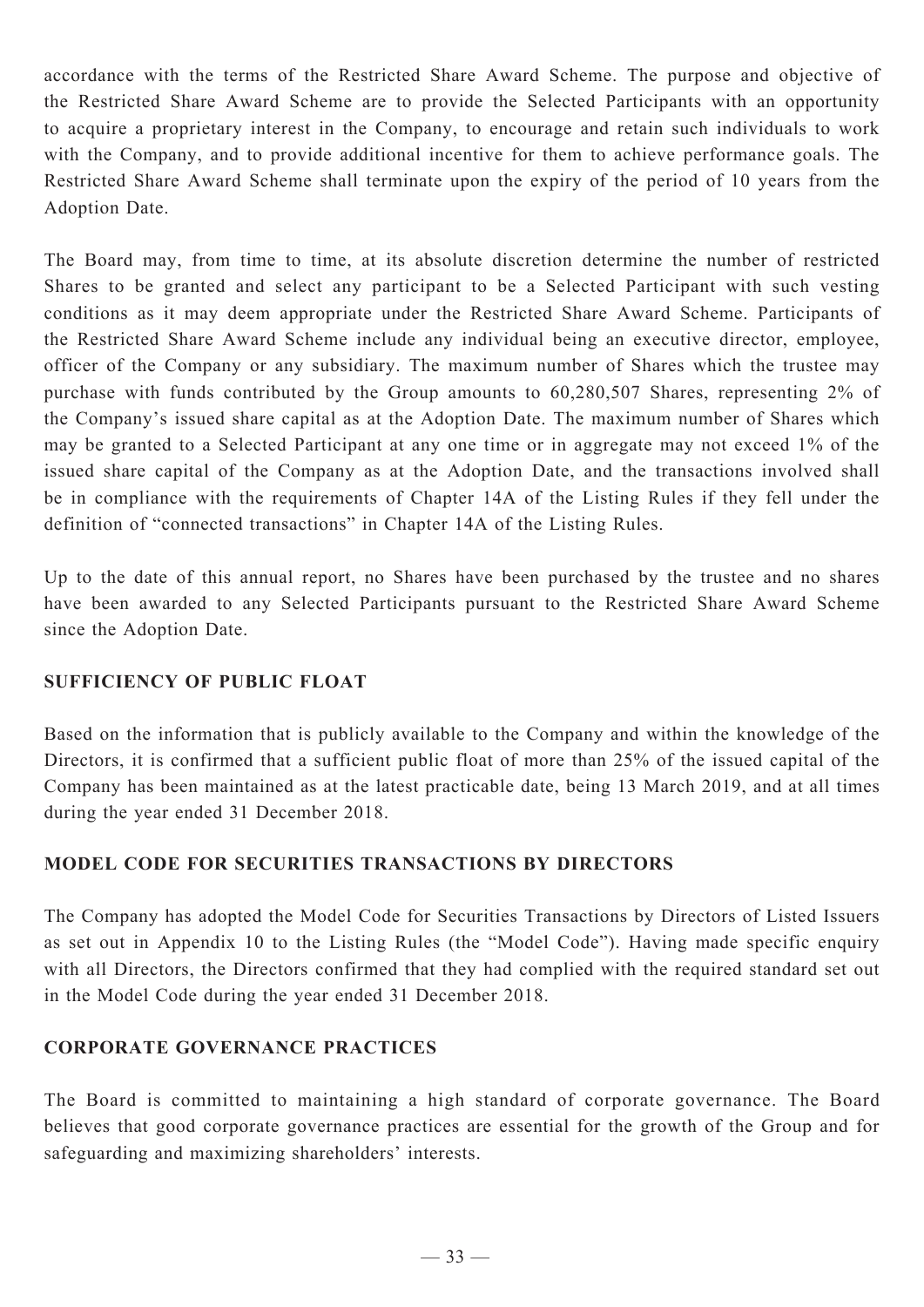accordance with the terms of the Restricted Share Award Scheme. The purpose and objective of the Restricted Share Award Scheme are to provide the Selected Participants with an opportunity to acquire a proprietary interest in the Company, to encourage and retain such individuals to work with the Company, and to provide additional incentive for them to achieve performance goals. The Restricted Share Award Scheme shall terminate upon the expiry of the period of 10 years from the Adoption Date.

The Board may, from time to time, at its absolute discretion determine the number of restricted Shares to be granted and select any participant to be a Selected Participant with such vesting conditions as it may deem appropriate under the Restricted Share Award Scheme. Participants of the Restricted Share Award Scheme include any individual being an executive director, employee, officer of the Company or any subsidiary. The maximum number of Shares which the trustee may purchase with funds contributed by the Group amounts to 60,280,507 Shares, representing 2% of the Company's issued share capital as at the Adoption Date. The maximum number of Shares which may be granted to a Selected Participant at any one time or in aggregate may not exceed 1% of the issued share capital of the Company as at the Adoption Date, and the transactions involved shall be in compliance with the requirements of Chapter 14A of the Listing Rules if they fell under the definition of "connected transactions" in Chapter 14A of the Listing Rules.

Up to the date of this annual report, no Shares have been purchased by the trustee and no shares have been awarded to any Selected Participants pursuant to the Restricted Share Award Scheme since the Adoption Date.

## SUFFICIENCY OF PUBLIC FLOAT

Based on the information that is publicly available to the Company and within the knowledge of the Directors, it is confirmed that a sufficient public float of more than 25% of the issued capital of the Company has been maintained as at the latest practicable date, being 13 March 2019, and at all times during the year ended 31 December 2018.

## MODEL CODE FOR SECURITIES TRANSACTIONS BY DIRECTORS

The Company has adopted the Model Code for Securities Transactions by Directors of Listed Issuers as set out in Appendix 10 to the Listing Rules (the "Model Code"). Having made specific enquiry with all Directors, the Directors confirmed that they had complied with the required standard set out in the Model Code during the year ended 31 December 2018.

## CORPORATE GOVERNANCE PRACTICES

The Board is committed to maintaining a high standard of corporate governance. The Board believes that good corporate governance practices are essential for the growth of the Group and for safeguarding and maximizing shareholders' interests.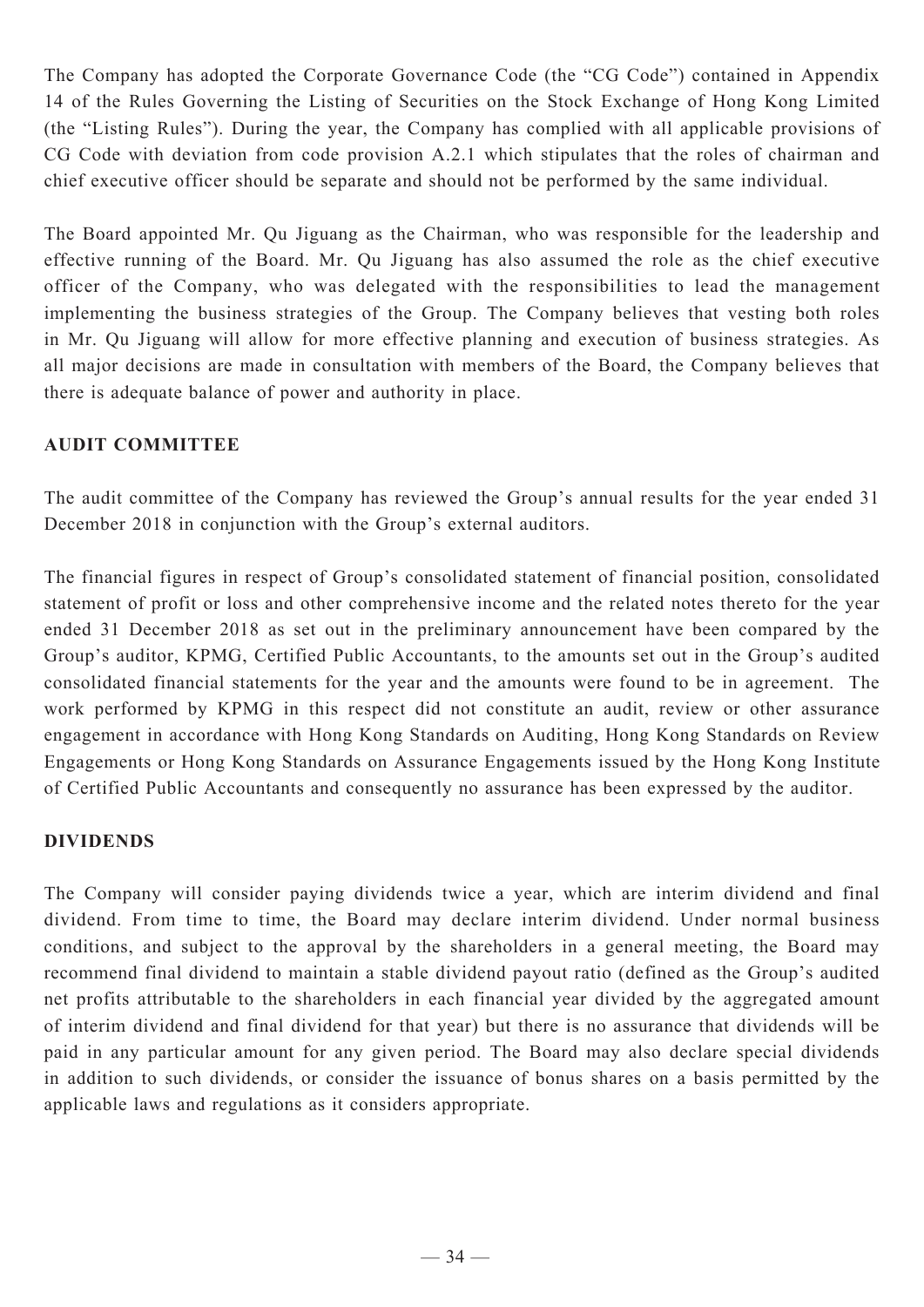The Company has adopted the Corporate Governance Code (the "CG Code") contained in Appendix 14 of the Rules Governing the Listing of Securities on the Stock Exchange of Hong Kong Limited (the "Listing Rules"). During the year, the Company has complied with all applicable provisions of CG Code with deviation from code provision A.2.1 which stipulates that the roles of chairman and chief executive officer should be separate and should not be performed by the same individual.

The Board appointed Mr. Qu Jiguang as the Chairman, who was responsible for the leadership and effective running of the Board. Mr. Qu Jiguang has also assumed the role as the chief executive officer of the Company, who was delegated with the responsibilities to lead the management implementing the business strategies of the Group. The Company believes that vesting both roles in Mr. Qu Jiguang will allow for more effective planning and execution of business strategies. As all major decisions are made in consultation with members of the Board, the Company believes that there is adequate balance of power and authority in place.

## AUDIT COMMITTEE

The audit committee of the Company has reviewed the Group's annual results for the year ended 31 December 2018 in conjunction with the Group's external auditors.

The financial figures in respect of Group's consolidated statement of financial position, consolidated statement of profit or loss and other comprehensive income and the related notes thereto for the year ended 31 December 2018 as set out in the preliminary announcement have been compared by the Group's auditor, KPMG, Certified Public Accountants, to the amounts set out in the Group's audited consolidated financial statements for the year and the amounts were found to be in agreement. The work performed by KPMG in this respect did not constitute an audit, review or other assurance engagement in accordance with Hong Kong Standards on Auditing, Hong Kong Standards on Review Engagements or Hong Kong Standards on Assurance Engagements issued by the Hong Kong Institute of Certified Public Accountants and consequently no assurance has been expressed by the auditor.

## DIVIDENDS

The Company will consider paying dividends twice a year, which are interim dividend and final dividend. From time to time, the Board may declare interim dividend. Under normal business conditions, and subject to the approval by the shareholders in a general meeting, the Board may recommend final dividend to maintain a stable dividend payout ratio (defined as the Group's audited net profits attributable to the shareholders in each financial year divided by the aggregated amount of interim dividend and final dividend for that year) but there is no assurance that dividends will be paid in any particular amount for any given period. The Board may also declare special dividends in addition to such dividends, or consider the issuance of bonus shares on a basis permitted by the applicable laws and regulations as it considers appropriate.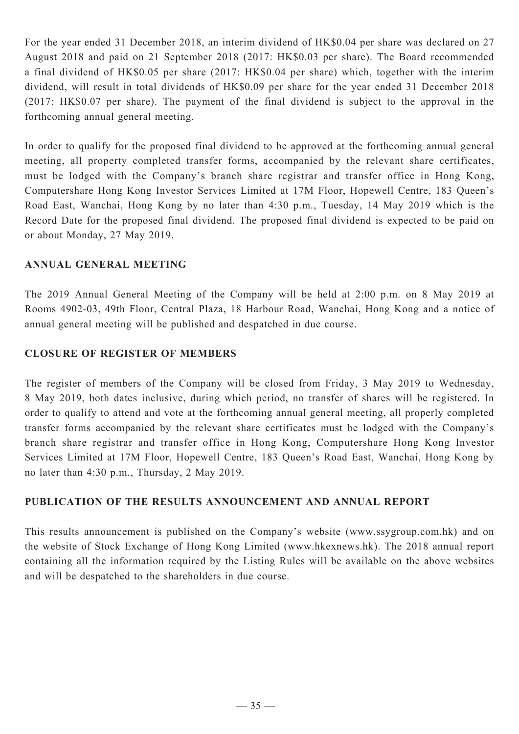For the year ended 31 December 2018, an interim dividend of HK$0.04 per share was declared on 27 August 2018 and paid on 21 September 2018 (2017: HK$0.03 per share). The Board recommended a final dividend of HK$0.05 per share (2017: HK$0.04 per share) which, together with the interim dividend, will result in total dividends of HK$0.09 per share for the year ended 31 December 2018 (2017: HK$0.07 per share). The payment of the final dividend is subject to the approval in the forthcoming annual general meeting.

In order to qualify for the proposed final dividend to be approved at the forthcoming annual general meeting, all property completed transfer forms, accompanied by the relevant share certificates, must be lodged with the Company's branch share registrar and transfer office in Hong Kong, Computershare Hong Kong Investor Services Limited at 17M Floor, Hopewell Centre, 183 Queen's Road East, Wanchai, Hong Kong by no later than 4:30 p.m., Tuesday, 14 May 2019 which is the Record Date for the proposed final dividend. The proposed final dividend is expected to be paid on or about Monday, 27 May 2019.

## ANNUAL GENERAL MEETING

The 2019 Annual General Meeting of the Company will be held at 2:00 p.m. on 8 May 2019 at Rooms 4902-03, 49th Floor, Central Plaza, 18 Harbour Road, Wanchai, Hong Kong and a notice of annual general meeting will be published and despatched in due course.

## CLOSURE OF REGISTER OF MEMBERS

The register of members of the Company will be closed from Friday, 3 May 2019 to Wednesday, 8 May 2019, both dates inclusive, during which period, no transfer of shares will be registered. In order to qualify to attend and vote at the forthcoming annual general meeting, all properly completed transfer forms accompanied by the relevant share certificates must be lodged with the Company's branch share registrar and transfer office in Hong Kong, Computershare Hong Kong Investor Services Limited at 17M Floor, Hopewell Centre, 183 Queen's Road East, Wanchai, Hong Kong by no later than 4:30 p.m., Thursday, 2 May 2019.

## PUBLICATION OF THE RESULTS ANNOUNCEMENT AND ANNUAL REPORT

This results announcement is published on the Company's website (www.ssygroup.com.hk) and on the website of Stock Exchange of Hong Kong Limited (www.hkexnews.hk). The 2018 annual report containing all the information required by the Listing Rules will be available on the above websites and will be despatched to the shareholders in due course.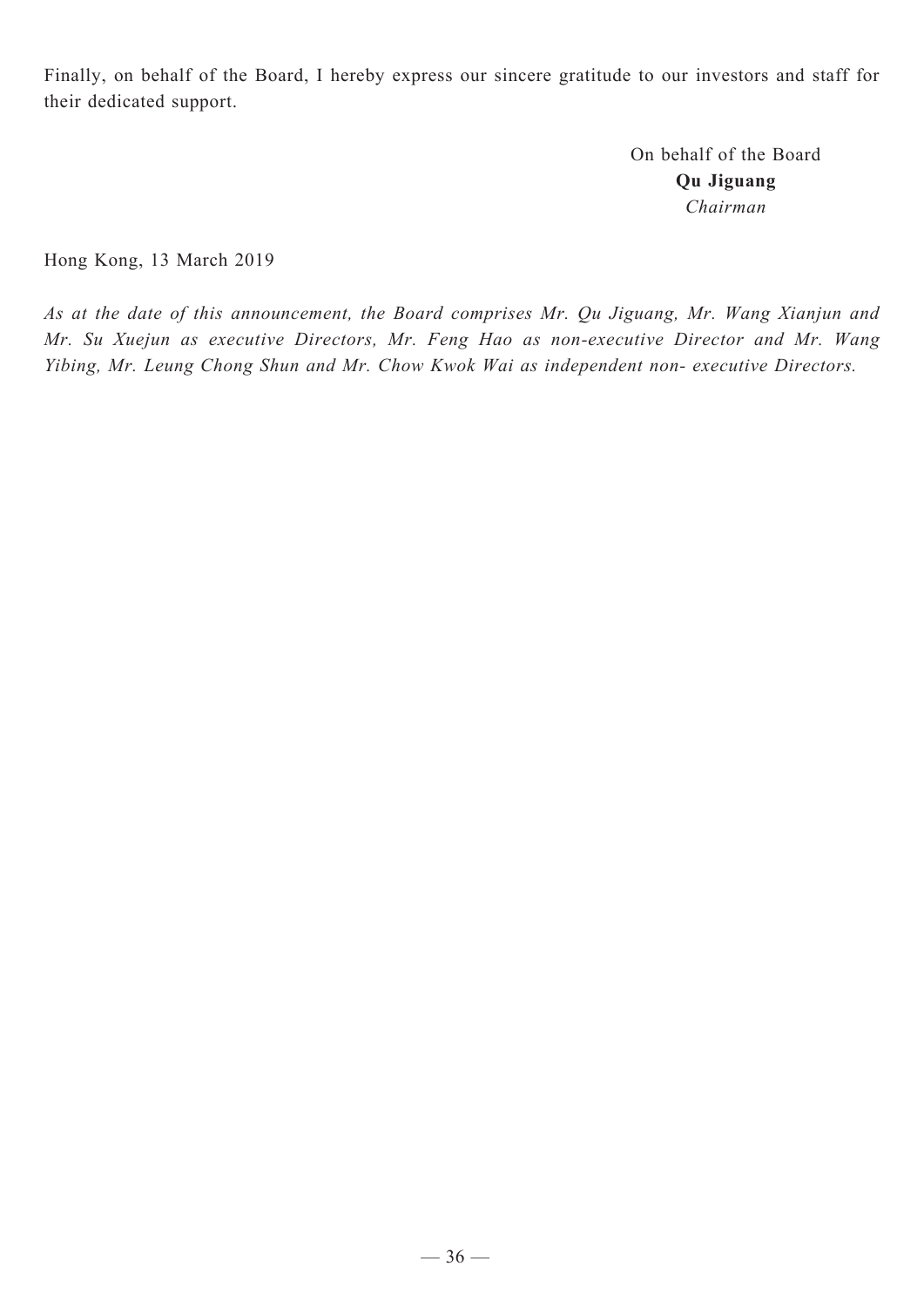Finally, on behalf of the Board, I hereby express our sincere gratitude to our investors and staff for their dedicated support.

On behalf of the Board
**Qu Jiguang**
*Chairman*

Hong Kong, 13 March 2019

*As at the date of this announcement, the Board comprises Mr. Qu Jiguang, Mr. Wang Xianjun and Mr. Su Xuejun as executive Directors, Mr. Feng Hao as non-executive Director and Mr. Wang Yibing, Mr. Leung Chong Shun and Mr. Chow Kwok Wai as independent non- executive Directors.*